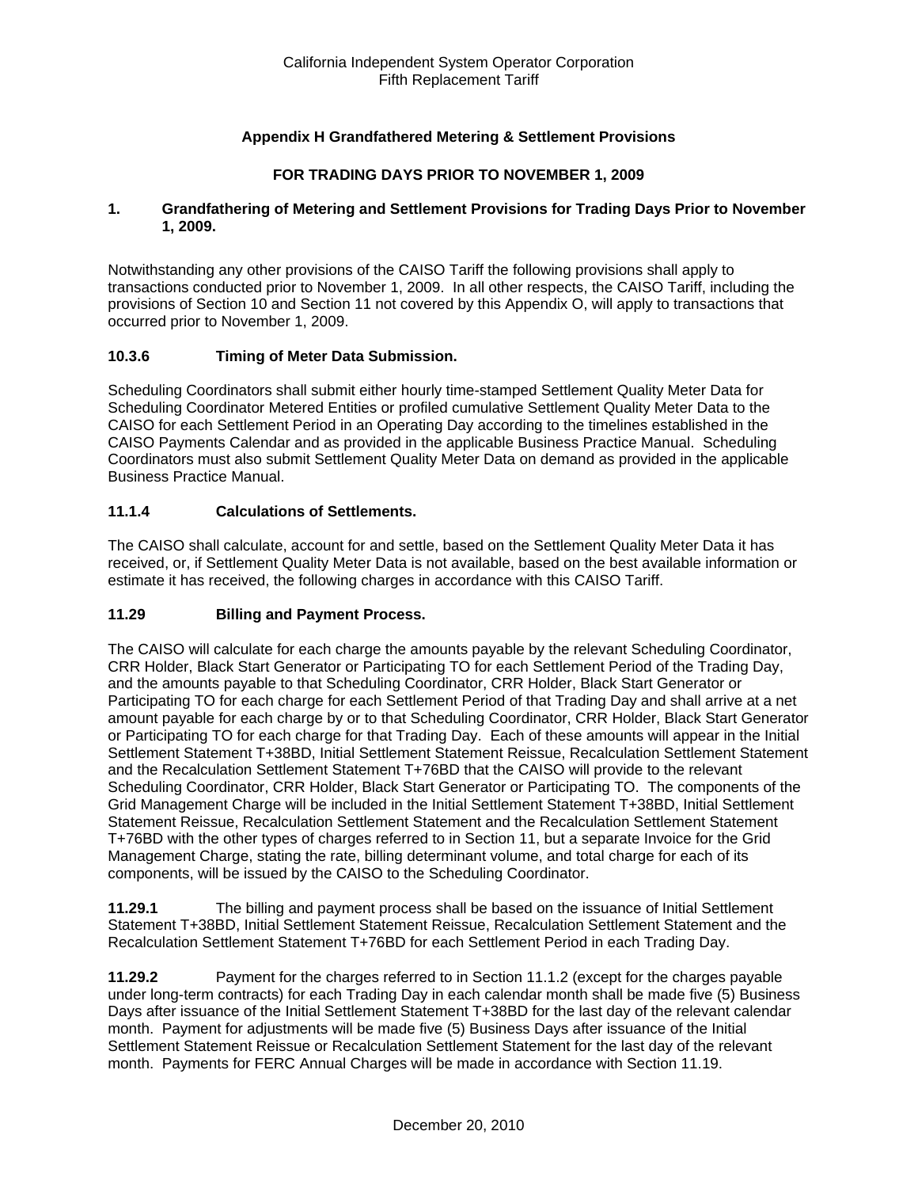California Independent System Operator Corporation
Fifth Replacement Tariff

## Appendix H Grandfathered Metering & Settlement Provisions

## FOR TRADING DAYS PRIOR TO NOVEMBER 1, 2009

### 1. Grandfathering of Metering and Settlement Provisions for Trading Days Prior to November 1, 2009.

Notwithstanding any other provisions of the CAISO Tariff the following provisions shall apply to transactions conducted prior to November 1, 2009. In all other respects, the CAISO Tariff, including the provisions of Section 10 and Section 11 not covered by this Appendix O, will apply to transactions that occurred prior to November 1, 2009.

### 10.3.6 Timing of Meter Data Submission.

Scheduling Coordinators shall submit either hourly time-stamped Settlement Quality Meter Data for Scheduling Coordinator Metered Entities or profiled cumulative Settlement Quality Meter Data to the CAISO for each Settlement Period in an Operating Day according to the timelines established in the CAISO Payments Calendar and as provided in the applicable Business Practice Manual. Scheduling Coordinators must also submit Settlement Quality Meter Data on demand as provided in the applicable Business Practice Manual.

### 11.1.4 Calculations of Settlements.

The CAISO shall calculate, account for and settle, based on the Settlement Quality Meter Data it has received, or, if Settlement Quality Meter Data is not available, based on the best available information or estimate it has received, the following charges in accordance with this CAISO Tariff.

### 11.29 Billing and Payment Process.

The CAISO will calculate for each charge the amounts payable by the relevant Scheduling Coordinator, CRR Holder, Black Start Generator or Participating TO for each Settlement Period of the Trading Day, and the amounts payable to that Scheduling Coordinator, CRR Holder, Black Start Generator or Participating TO for each charge for each Settlement Period of that Trading Day and shall arrive at a net amount payable for each charge by or to that Scheduling Coordinator, CRR Holder, Black Start Generator or Participating TO for each charge for that Trading Day. Each of these amounts will appear in the Initial Settlement Statement T+38BD, Initial Settlement Statement Reissue, Recalculation Settlement Statement and the Recalculation Settlement Statement T+76BD that the CAISO will provide to the relevant Scheduling Coordinator, CRR Holder, Black Start Generator or Participating TO. The components of the Grid Management Charge will be included in the Initial Settlement Statement T+38BD, Initial Settlement Statement Reissue, Recalculation Settlement Statement and the Recalculation Settlement Statement T+76BD with the other types of charges referred to in Section 11, but a separate Invoice for the Grid Management Charge, stating the rate, billing determinant volume, and total charge for each of its components, will be issued by the CAISO to the Scheduling Coordinator.

**11.29.1** The billing and payment process shall be based on the issuance of Initial Settlement Statement T+38BD, Initial Settlement Statement Reissue, Recalculation Settlement Statement and the Recalculation Settlement Statement T+76BD for each Settlement Period in each Trading Day.

**11.29.2** Payment for the charges referred to in Section 11.1.2 (except for the charges payable under long-term contracts) for each Trading Day in each calendar month shall be made five (5) Business Days after issuance of the Initial Settlement Statement T+38BD for the last day of the relevant calendar month. Payment for adjustments will be made five (5) Business Days after issuance of the Initial Settlement Statement Reissue or Recalculation Settlement Statement for the last day of the relevant month. Payments for FERC Annual Charges will be made in accordance with Section 11.19.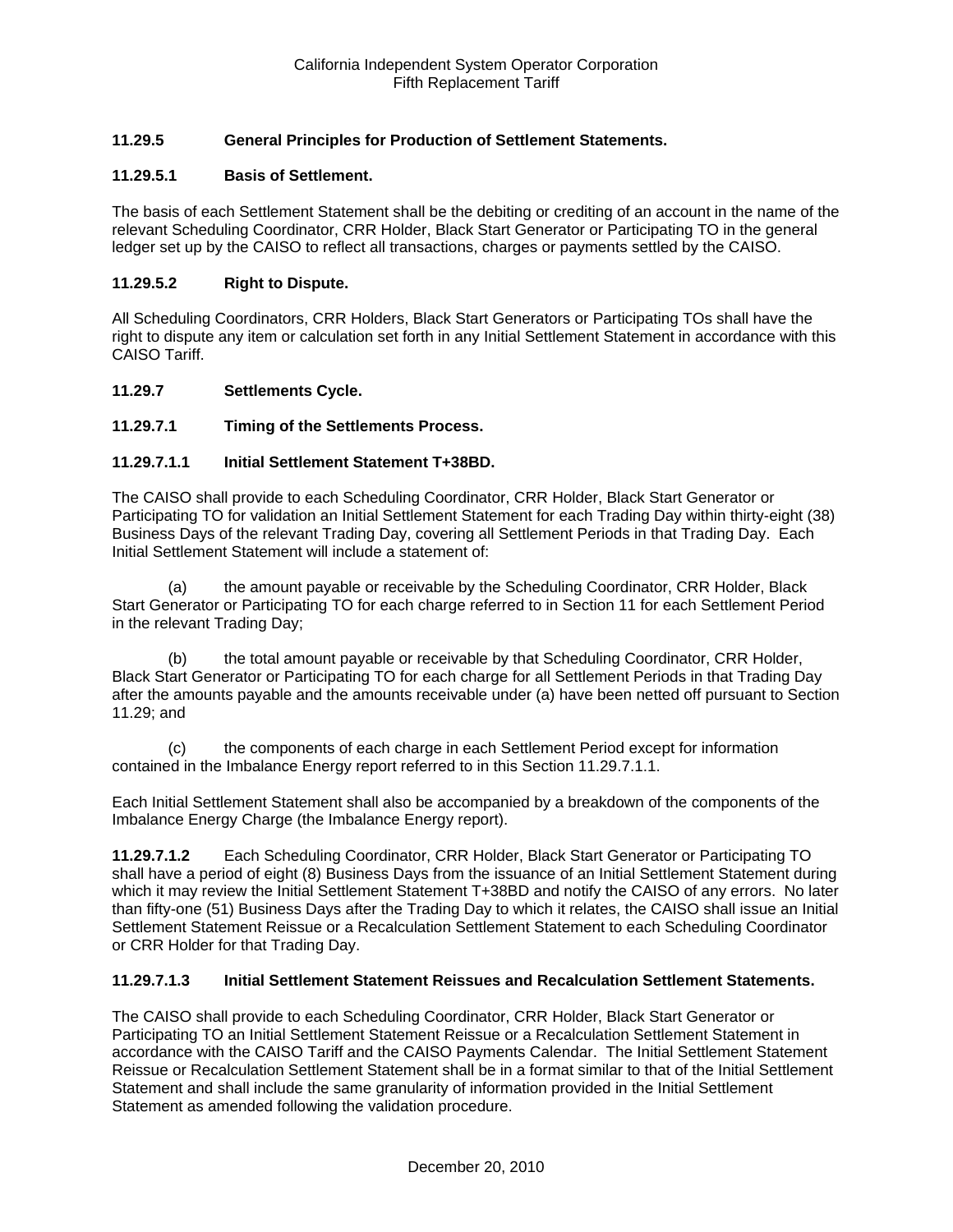### 11.29.5 General Principles for Production of Settlement Statements.

### 11.29.5.1 Basis of Settlement.

The basis of each Settlement Statement shall be the debiting or crediting of an account in the name of the relevant Scheduling Coordinator, CRR Holder, Black Start Generator or Participating TO in the general ledger set up by the CAISO to reflect all transactions, charges or payments settled by the CAISO.

### 11.29.5.2 Right to Dispute.

All Scheduling Coordinators, CRR Holders, Black Start Generators or Participating TOs shall have the right to dispute any item or calculation set forth in any Initial Settlement Statement in accordance with this CAISO Tariff.

### 11.29.7 Settlements Cycle.

### 11.29.7.1 Timing of the Settlements Process.

### 11.29.7.1.1 Initial Settlement Statement T+38BD.

The CAISO shall provide to each Scheduling Coordinator, CRR Holder, Black Start Generator or Participating TO for validation an Initial Settlement Statement for each Trading Day within thirty-eight (38) Business Days of the relevant Trading Day, covering all Settlement Periods in that Trading Day. Each Initial Settlement Statement will include a statement of:

(a) the amount payable or receivable by the Scheduling Coordinator, CRR Holder, Black Start Generator or Participating TO for each charge referred to in Section 11 for each Settlement Period in the relevant Trading Day;

(b) the total amount payable or receivable by that Scheduling Coordinator, CRR Holder, Black Start Generator or Participating TO for each charge for all Settlement Periods in that Trading Day after the amounts payable and the amounts receivable under (a) have been netted off pursuant to Section 11.29; and

(c) the components of each charge in each Settlement Period except for information contained in the Imbalance Energy report referred to in this Section 11.29.7.1.1.

Each Initial Settlement Statement shall also be accompanied by a breakdown of the components of the Imbalance Energy Charge (the Imbalance Energy report).

**11.29.7.1.2** Each Scheduling Coordinator, CRR Holder, Black Start Generator or Participating TO shall have a period of eight (8) Business Days from the issuance of an Initial Settlement Statement during which it may review the Initial Settlement Statement T+38BD and notify the CAISO of any errors. No later than fifty-one (51) Business Days after the Trading Day to which it relates, the CAISO shall issue an Initial Settlement Statement Reissue or a Recalculation Settlement Statement to each Scheduling Coordinator or CRR Holder for that Trading Day.

### 11.29.7.1.3 Initial Settlement Statement Reissues and Recalculation Settlement Statements.

The CAISO shall provide to each Scheduling Coordinator, CRR Holder, Black Start Generator or Participating TO an Initial Settlement Statement Reissue or a Recalculation Settlement Statement in accordance with the CAISO Tariff and the CAISO Payments Calendar. The Initial Settlement Statement Reissue or Recalculation Settlement Statement shall be in a format similar to that of the Initial Settlement Statement and shall include the same granularity of information provided in the Initial Settlement Statement as amended following the validation procedure.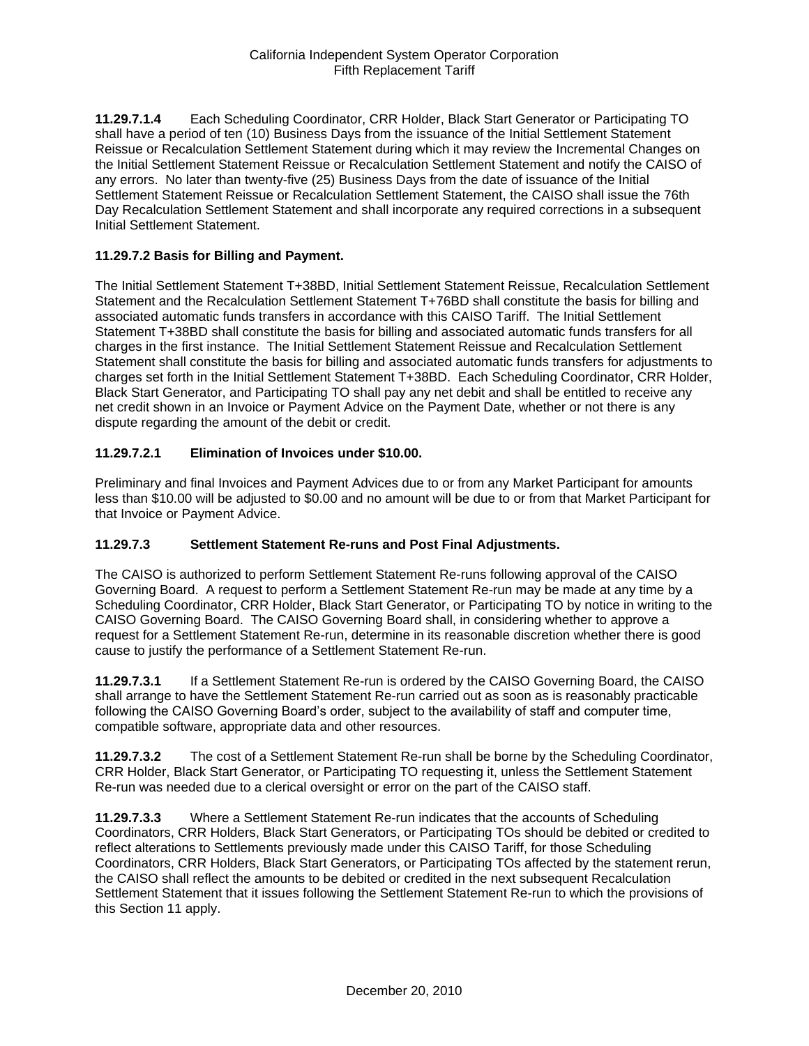**11.29.7.1.4** Each Scheduling Coordinator, CRR Holder, Black Start Generator or Participating TO shall have a period of ten (10) Business Days from the issuance of the Initial Settlement Statement Reissue or Recalculation Settlement Statement during which it may review the Incremental Changes on the Initial Settlement Statement Reissue or Recalculation Settlement Statement and notify the CAISO of any errors. No later than twenty-five (25) Business Days from the date of issuance of the Initial Settlement Statement Reissue or Recalculation Settlement Statement, the CAISO shall issue the 76th Day Recalculation Settlement Statement and shall incorporate any required corrections in a subsequent Initial Settlement Statement.

**11.29.7.2 Basis for Billing and Payment.**

The Initial Settlement Statement T+38BD, Initial Settlement Statement Reissue, Recalculation Settlement Statement and the Recalculation Settlement Statement T+76BD shall constitute the basis for billing and associated automatic funds transfers in accordance with this CAISO Tariff. The Initial Settlement Statement T+38BD shall constitute the basis for billing and associated automatic funds transfers for all charges in the first instance. The Initial Settlement Statement Reissue and Recalculation Settlement Statement shall constitute the basis for billing and associated automatic funds transfers for adjustments to charges set forth in the Initial Settlement Statement T+38BD. Each Scheduling Coordinator, CRR Holder, Black Start Generator, and Participating TO shall pay any net debit and shall be entitled to receive any net credit shown in an Invoice or Payment Advice on the Payment Date, whether or not there is any dispute regarding the amount of the debit or credit.

**11.29.7.2.1 Elimination of Invoices under $10.00.**

Preliminary and final Invoices and Payment Advices due to or from any Market Participant for amounts less than $10.00 will be adjusted to $0.00 and no amount will be due to or from that Market Participant for that Invoice or Payment Advice.

**11.29.7.3 Settlement Statement Re-runs and Post Final Adjustments.**

The CAISO is authorized to perform Settlement Statement Re-runs following approval of the CAISO Governing Board. A request to perform a Settlement Statement Re-run may be made at any time by a Scheduling Coordinator, CRR Holder, Black Start Generator, or Participating TO by notice in writing to the CAISO Governing Board. The CAISO Governing Board shall, in considering whether to approve a request for a Settlement Statement Re-run, determine in its reasonable discretion whether there is good cause to justify the performance of a Settlement Statement Re-run.

**11.29.7.3.1** If a Settlement Statement Re-run is ordered by the CAISO Governing Board, the CAISO shall arrange to have the Settlement Statement Re-run carried out as soon as is reasonably practicable following the CAISO Governing Board's order, subject to the availability of staff and computer time, compatible software, appropriate data and other resources.

**11.29.7.3.2** The cost of a Settlement Statement Re-run shall be borne by the Scheduling Coordinator, CRR Holder, Black Start Generator, or Participating TO requesting it, unless the Settlement Statement Re-run was needed due to a clerical oversight or error on the part of the CAISO staff.

**11.29.7.3.3** Where a Settlement Statement Re-run indicates that the accounts of Scheduling Coordinators, CRR Holders, Black Start Generators, or Participating TOs should be debited or credited to reflect alterations to Settlements previously made under this CAISO Tariff, for those Scheduling Coordinators, CRR Holders, Black Start Generators, or Participating TOs affected by the statement rerun, the CAISO shall reflect the amounts to be debited or credited in the next subsequent Recalculation Settlement Statement that it issues following the Settlement Statement Re-run to which the provisions of this Section 11 apply.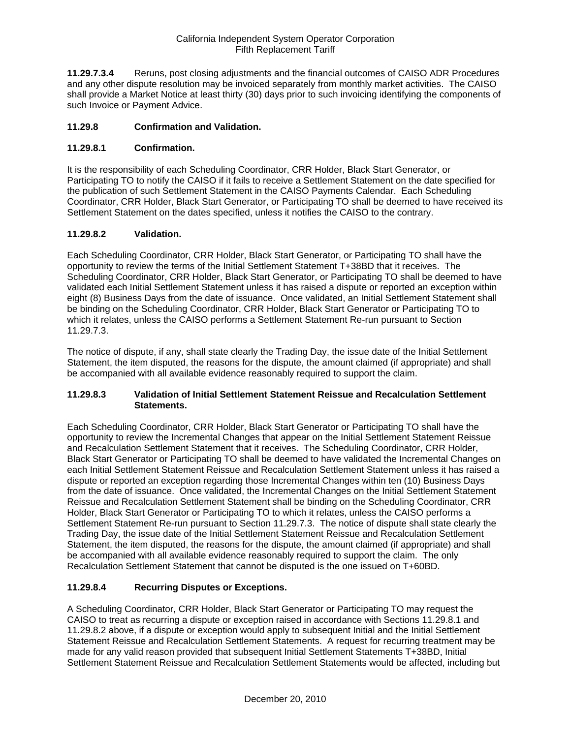**11.29.7.3.4** Reruns, post closing adjustments and the financial outcomes of CAISO ADR Procedures and any other dispute resolution may be invoiced separately from monthly market activities. The CAISO shall provide a Market Notice at least thirty (30) days prior to such invoicing identifying the components of such Invoice or Payment Advice.

### 11.29.8 Confirmation and Validation.

#### 11.29.8.1 Confirmation.

It is the responsibility of each Scheduling Coordinator, CRR Holder, Black Start Generator, or Participating TO to notify the CAISO if it fails to receive a Settlement Statement on the date specified for the publication of such Settlement Statement in the CAISO Payments Calendar. Each Scheduling Coordinator, CRR Holder, Black Start Generator, or Participating TO shall be deemed to have received its Settlement Statement on the dates specified, unless it notifies the CAISO to the contrary.

#### 11.29.8.2 Validation.

Each Scheduling Coordinator, CRR Holder, Black Start Generator, or Participating TO shall have the opportunity to review the terms of the Initial Settlement Statement T+38BD that it receives. The Scheduling Coordinator, CRR Holder, Black Start Generator, or Participating TO shall be deemed to have validated each Initial Settlement Statement unless it has raised a dispute or reported an exception within eight (8) Business Days from the date of issuance. Once validated, an Initial Settlement Statement shall be binding on the Scheduling Coordinator, CRR Holder, Black Start Generator or Participating TO to which it relates, unless the CAISO performs a Settlement Statement Re-run pursuant to Section 11.29.7.3.

The notice of dispute, if any, shall state clearly the Trading Day, the issue date of the Initial Settlement Statement, the item disputed, the reasons for the dispute, the amount claimed (if appropriate) and shall be accompanied with all available evidence reasonably required to support the claim.

#### 11.29.8.3 Validation of Initial Settlement Statement Reissue and Recalculation Settlement Statements.

Each Scheduling Coordinator, CRR Holder, Black Start Generator or Participating TO shall have the opportunity to review the Incremental Changes that appear on the Initial Settlement Statement Reissue and Recalculation Settlement Statement that it receives. The Scheduling Coordinator, CRR Holder, Black Start Generator or Participating TO shall be deemed to have validated the Incremental Changes on each Initial Settlement Statement Reissue and Recalculation Settlement Statement unless it has raised a dispute or reported an exception regarding those Incremental Changes within ten (10) Business Days from the date of issuance. Once validated, the Incremental Changes on the Initial Settlement Statement Reissue and Recalculation Settlement Statement shall be binding on the Scheduling Coordinator, CRR Holder, Black Start Generator or Participating TO to which it relates, unless the CAISO performs a Settlement Statement Re-run pursuant to Section 11.29.7.3. The notice of dispute shall state clearly the Trading Day, the issue date of the Initial Settlement Statement Reissue and Recalculation Settlement Statement, the item disputed, the reasons for the dispute, the amount claimed (if appropriate) and shall be accompanied with all available evidence reasonably required to support the claim. The only Recalculation Settlement Statement that cannot be disputed is the one issued on T+60BD.

#### 11.29.8.4 Recurring Disputes or Exceptions.

A Scheduling Coordinator, CRR Holder, Black Start Generator or Participating TO may request the CAISO to treat as recurring a dispute or exception raised in accordance with Sections 11.29.8.1 and 11.29.8.2 above, if a dispute or exception would apply to subsequent Initial and the Initial Settlement Statement Reissue and Recalculation Settlement Statements. A request for recurring treatment may be made for any valid reason provided that subsequent Initial Settlement Statements T+38BD, Initial Settlement Statement Reissue and Recalculation Settlement Statements would be affected, including but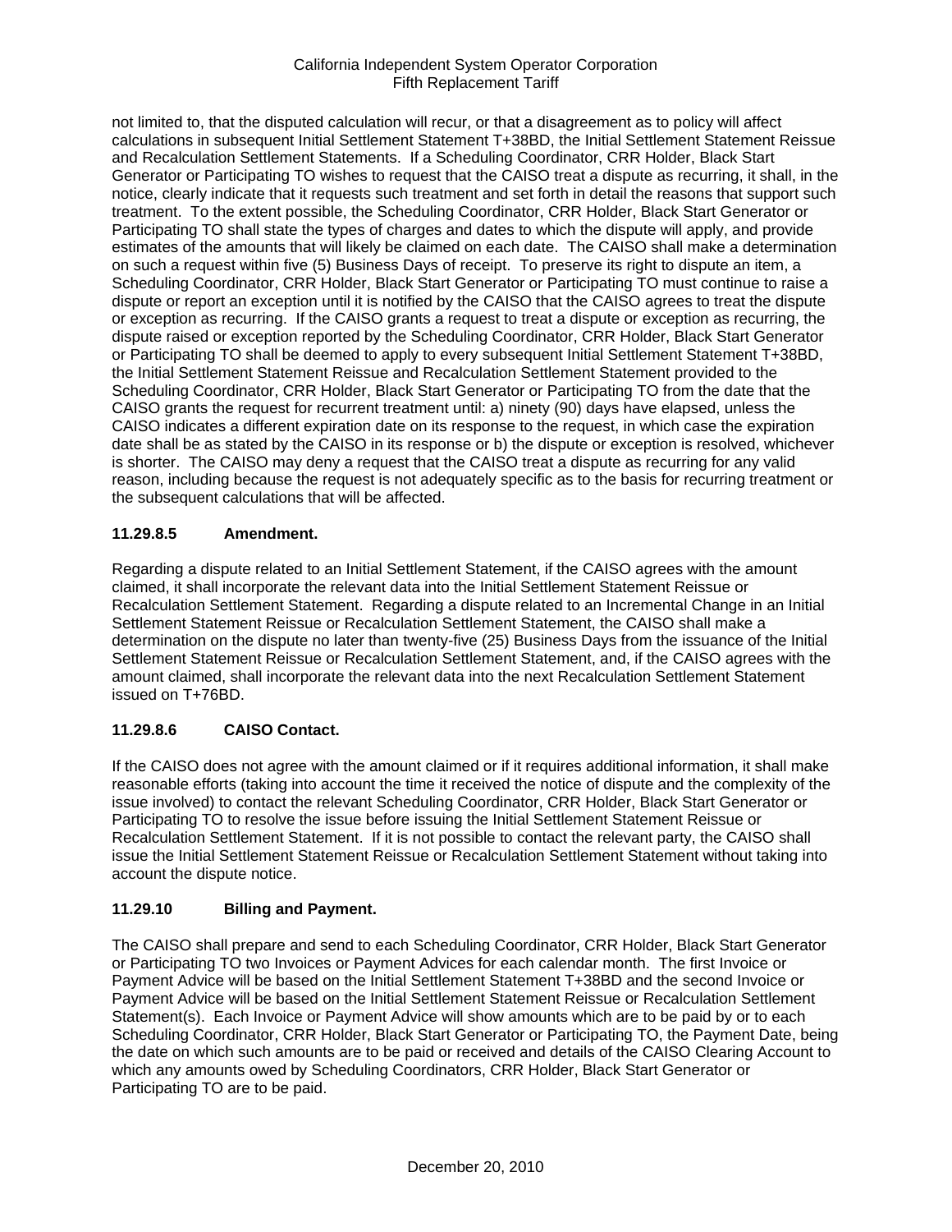not limited to, that the disputed calculation will recur, or that a disagreement as to policy will affect calculations in subsequent Initial Settlement Statement T+38BD, the Initial Settlement Statement Reissue and Recalculation Settlement Statements. If a Scheduling Coordinator, CRR Holder, Black Start Generator or Participating TO wishes to request that the CAISO treat a dispute as recurring, it shall, in the notice, clearly indicate that it requests such treatment and set forth in detail the reasons that support such treatment. To the extent possible, the Scheduling Coordinator, CRR Holder, Black Start Generator or Participating TO shall state the types of charges and dates to which the dispute will apply, and provide estimates of the amounts that will likely be claimed on each date. The CAISO shall make a determination on such a request within five (5) Business Days of receipt. To preserve its right to dispute an item, a Scheduling Coordinator, CRR Holder, Black Start Generator or Participating TO must continue to raise a dispute or report an exception until it is notified by the CAISO that the CAISO agrees to treat the dispute or exception as recurring. If the CAISO grants a request to treat a dispute or exception as recurring, the dispute raised or exception reported by the Scheduling Coordinator, CRR Holder, Black Start Generator or Participating TO shall be deemed to apply to every subsequent Initial Settlement Statement T+38BD, the Initial Settlement Statement Reissue and Recalculation Settlement Statement provided to the Scheduling Coordinator, CRR Holder, Black Start Generator or Participating TO from the date that the CAISO grants the request for recurrent treatment until: a) ninety (90) days have elapsed, unless the CAISO indicates a different expiration date on its response to the request, in which case the expiration date shall be as stated by the CAISO in its response or b) the dispute or exception is resolved, whichever is shorter. The CAISO may deny a request that the CAISO treat a dispute as recurring for any valid reason, including because the request is not adequately specific as to the basis for recurring treatment or the subsequent calculations that will be affected.

### 11.29.8.5 Amendment.

Regarding a dispute related to an Initial Settlement Statement, if the CAISO agrees with the amount claimed, it shall incorporate the relevant data into the Initial Settlement Statement Reissue or Recalculation Settlement Statement. Regarding a dispute related to an Incremental Change in an Initial Settlement Statement Reissue or Recalculation Settlement Statement, the CAISO shall make a determination on the dispute no later than twenty-five (25) Business Days from the issuance of the Initial Settlement Statement Reissue or Recalculation Settlement Statement, and, if the CAISO agrees with the amount claimed, shall incorporate the relevant data into the next Recalculation Settlement Statement issued on T+76BD.

### 11.29.8.6 CAISO Contact.

If the CAISO does not agree with the amount claimed or if it requires additional information, it shall make reasonable efforts (taking into account the time it received the notice of dispute and the complexity of the issue involved) to contact the relevant Scheduling Coordinator, CRR Holder, Black Start Generator or Participating TO to resolve the issue before issuing the Initial Settlement Statement Reissue or Recalculation Settlement Statement. If it is not possible to contact the relevant party, the CAISO shall issue the Initial Settlement Statement Reissue or Recalculation Settlement Statement without taking into account the dispute notice.

### 11.29.10 Billing and Payment.

The CAISO shall prepare and send to each Scheduling Coordinator, CRR Holder, Black Start Generator or Participating TO two Invoices or Payment Advices for each calendar month. The first Invoice or Payment Advice will be based on the Initial Settlement Statement T+38BD and the second Invoice or Payment Advice will be based on the Initial Settlement Statement Reissue or Recalculation Settlement Statement(s). Each Invoice or Payment Advice will show amounts which are to be paid by or to each Scheduling Coordinator, CRR Holder, Black Start Generator or Participating TO, the Payment Date, being the date on which such amounts are to be paid or received and details of the CAISO Clearing Account to which any amounts owed by Scheduling Coordinators, CRR Holder, Black Start Generator or Participating TO are to be paid.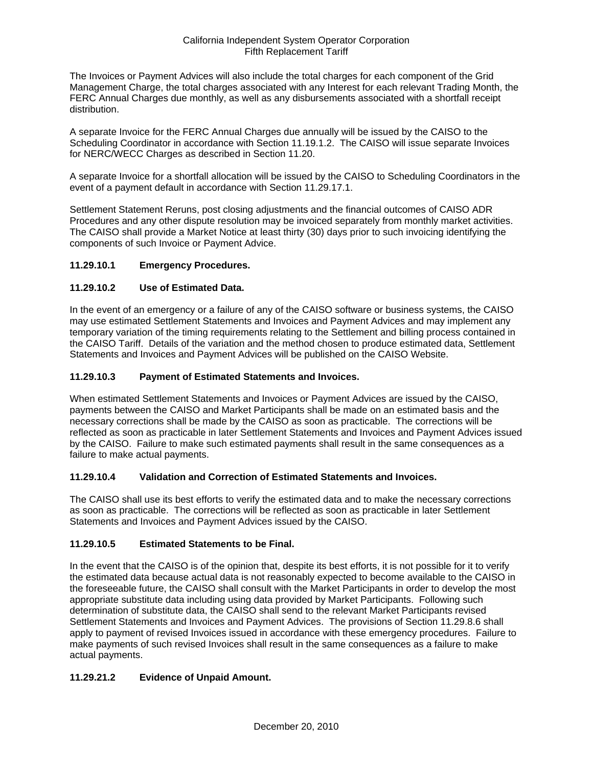The Invoices or Payment Advices will also include the total charges for each component of the Grid Management Charge, the total charges associated with any Interest for each relevant Trading Month, the FERC Annual Charges due monthly, as well as any disbursements associated with a shortfall receipt distribution.

A separate Invoice for the FERC Annual Charges due annually will be issued by the CAISO to the Scheduling Coordinator in accordance with Section 11.19.1.2. The CAISO will issue separate Invoices for NERC/WECC Charges as described in Section 11.20.

A separate Invoice for a shortfall allocation will be issued by the CAISO to Scheduling Coordinators in the event of a payment default in accordance with Section 11.29.17.1.

Settlement Statement Reruns, post closing adjustments and the financial outcomes of CAISO ADR Procedures and any other dispute resolution may be invoiced separately from monthly market activities. The CAISO shall provide a Market Notice at least thirty (30) days prior to such invoicing identifying the components of such Invoice or Payment Advice.

**11.29.10.1 Emergency Procedures.**

**11.29.10.2 Use of Estimated Data.**

In the event of an emergency or a failure of any of the CAISO software or business systems, the CAISO may use estimated Settlement Statements and Invoices and Payment Advices and may implement any temporary variation of the timing requirements relating to the Settlement and billing process contained in the CAISO Tariff. Details of the variation and the method chosen to produce estimated data, Settlement Statements and Invoices and Payment Advices will be published on the CAISO Website.

**11.29.10.3 Payment of Estimated Statements and Invoices.**

When estimated Settlement Statements and Invoices or Payment Advices are issued by the CAISO, payments between the CAISO and Market Participants shall be made on an estimated basis and the necessary corrections shall be made by the CAISO as soon as practicable. The corrections will be reflected as soon as practicable in later Settlement Statements and Invoices and Payment Advices issued by the CAISO. Failure to make such estimated payments shall result in the same consequences as a failure to make actual payments.

**11.29.10.4 Validation and Correction of Estimated Statements and Invoices.**

The CAISO shall use its best efforts to verify the estimated data and to make the necessary corrections as soon as practicable. The corrections will be reflected as soon as practicable in later Settlement Statements and Invoices and Payment Advices issued by the CAISO.

**11.29.10.5 Estimated Statements to be Final.**

In the event that the CAISO is of the opinion that, despite its best efforts, it is not possible for it to verify the estimated data because actual data is not reasonably expected to become available to the CAISO in the foreseeable future, the CAISO shall consult with the Market Participants in order to develop the most appropriate substitute data including using data provided by Market Participants. Following such determination of substitute data, the CAISO shall send to the relevant Market Participants revised Settlement Statements and Invoices and Payment Advices. The provisions of Section 11.29.8.6 shall apply to payment of revised Invoices issued in accordance with these emergency procedures. Failure to make payments of such revised Invoices shall result in the same consequences as a failure to make actual payments.

**11.29.21.2 Evidence of Unpaid Amount.**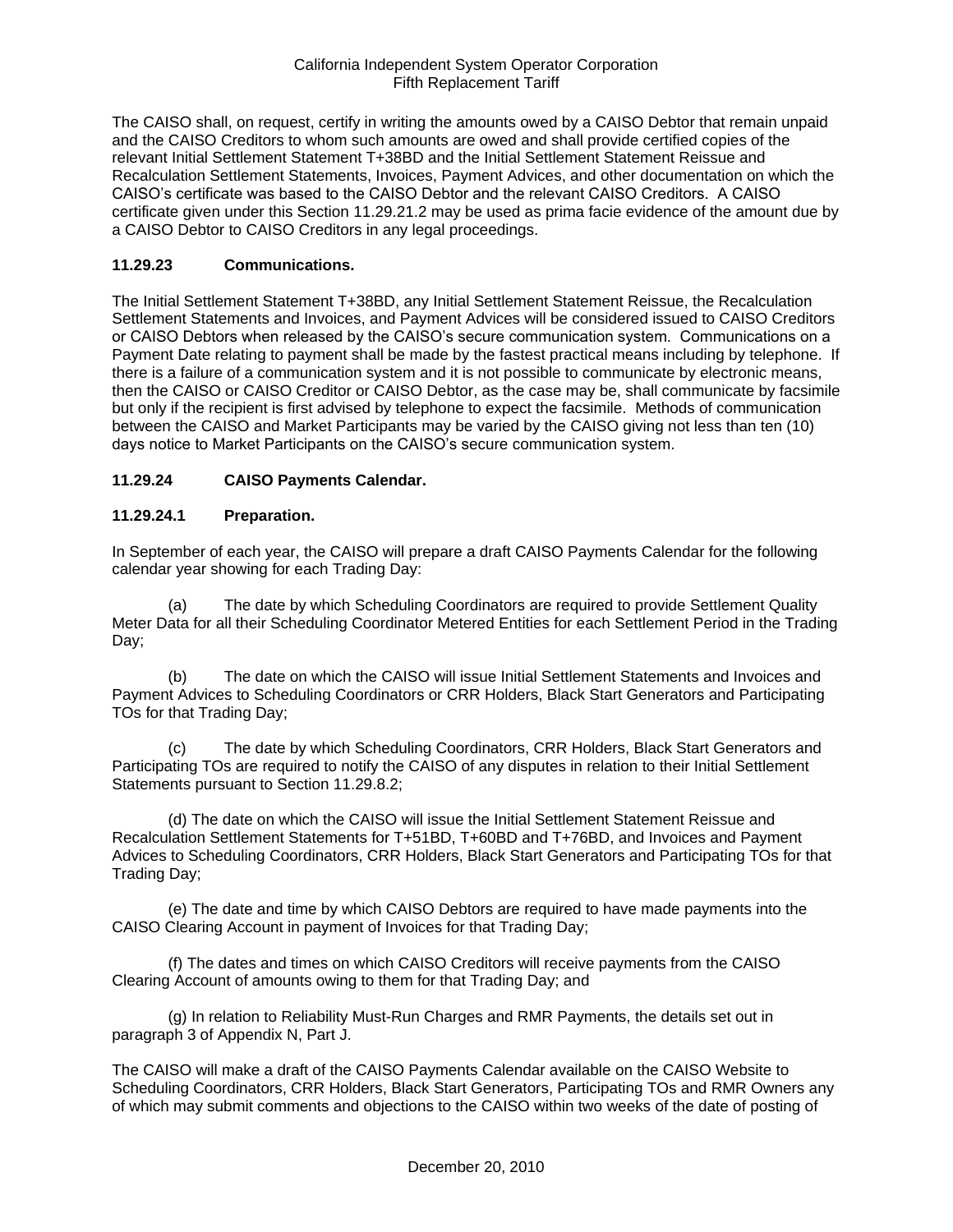The CAISO shall, on request, certify in writing the amounts owed by a CAISO Debtor that remain unpaid and the CAISO Creditors to whom such amounts are owed and shall provide certified copies of the relevant Initial Settlement Statement T+38BD and the Initial Settlement Statement Reissue and Recalculation Settlement Statements, Invoices, Payment Advices, and other documentation on which the CAISO's certificate was based to the CAISO Debtor and the relevant CAISO Creditors. A CAISO certificate given under this Section 11.29.21.2 may be used as prima facie evidence of the amount due by a CAISO Debtor to CAISO Creditors in any legal proceedings.

### 11.29.23 Communications.

The Initial Settlement Statement T+38BD, any Initial Settlement Statement Reissue, the Recalculation Settlement Statements and Invoices, and Payment Advices will be considered issued to CAISO Creditors or CAISO Debtors when released by the CAISO's secure communication system. Communications on a Payment Date relating to payment shall be made by the fastest practical means including by telephone. If there is a failure of a communication system and it is not possible to communicate by electronic means, then the CAISO or CAISO Creditor or CAISO Debtor, as the case may be, shall communicate by facsimile but only if the recipient is first advised by telephone to expect the facsimile. Methods of communication between the CAISO and Market Participants may be varied by the CAISO giving not less than ten (10) days notice to Market Participants on the CAISO's secure communication system.

### 11.29.24 CAISO Payments Calendar.

### 11.29.24.1 Preparation.

In September of each year, the CAISO will prepare a draft CAISO Payments Calendar for the following calendar year showing for each Trading Day:

(a) The date by which Scheduling Coordinators are required to provide Settlement Quality Meter Data for all their Scheduling Coordinator Metered Entities for each Settlement Period in the Trading Day;

(b) The date on which the CAISO will issue Initial Settlement Statements and Invoices and Payment Advices to Scheduling Coordinators or CRR Holders, Black Start Generators and Participating TOs for that Trading Day;

(c) The date by which Scheduling Coordinators, CRR Holders, Black Start Generators and Participating TOs are required to notify the CAISO of any disputes in relation to their Initial Settlement Statements pursuant to Section 11.29.8.2;

(d) The date on which the CAISO will issue the Initial Settlement Statement Reissue and Recalculation Settlement Statements for T+51BD, T+60BD and T+76BD, and Invoices and Payment Advices to Scheduling Coordinators, CRR Holders, Black Start Generators and Participating TOs for that Trading Day;

(e) The date and time by which CAISO Debtors are required to have made payments into the CAISO Clearing Account in payment of Invoices for that Trading Day;

(f) The dates and times on which CAISO Creditors will receive payments from the CAISO Clearing Account of amounts owing to them for that Trading Day; and

(g) In relation to Reliability Must-Run Charges and RMR Payments, the details set out in paragraph 3 of Appendix N, Part J.

The CAISO will make a draft of the CAISO Payments Calendar available on the CAISO Website to Scheduling Coordinators, CRR Holders, Black Start Generators, Participating TOs and RMR Owners any of which may submit comments and objections to the CAISO within two weeks of the date of posting of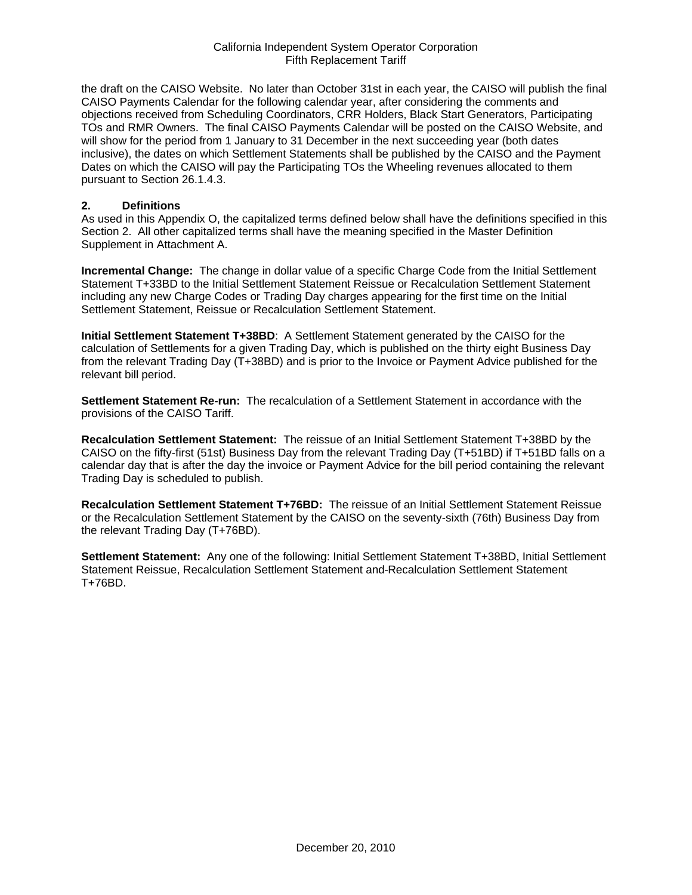the draft on the CAISO Website. No later than October 31st in each year, the CAISO will publish the final CAISO Payments Calendar for the following calendar year, after considering the comments and objections received from Scheduling Coordinators, CRR Holders, Black Start Generators, Participating TOs and RMR Owners. The final CAISO Payments Calendar will be posted on the CAISO Website, and will show for the period from 1 January to 31 December in the next succeeding year (both dates inclusive), the dates on which Settlement Statements shall be published by the CAISO and the Payment Dates on which the CAISO will pay the Participating TOs the Wheeling revenues allocated to them pursuant to Section 26.1.4.3.

## 2. Definitions

As used in this Appendix O, the capitalized terms defined below shall have the definitions specified in this Section 2. All other capitalized terms shall have the meaning specified in the Master Definition Supplement in Attachment A.

**Incremental Change:** The change in dollar value of a specific Charge Code from the Initial Settlement Statement T+33BD to the Initial Settlement Statement Reissue or Recalculation Settlement Statement including any new Charge Codes or Trading Day charges appearing for the first time on the Initial Settlement Statement, Reissue or Recalculation Settlement Statement.

**Initial Settlement Statement T+38BD**: A Settlement Statement generated by the CAISO for the calculation of Settlements for a given Trading Day, which is published on the thirty eight Business Day from the relevant Trading Day (T+38BD) and is prior to the Invoice or Payment Advice published for the relevant bill period.

**Settlement Statement Re-run:** The recalculation of a Settlement Statement in accordance with the provisions of the CAISO Tariff.

**Recalculation Settlement Statement:** The reissue of an Initial Settlement Statement T+38BD by the CAISO on the fifty-first (51st) Business Day from the relevant Trading Day (T+51BD) if T+51BD falls on a calendar day that is after the day the invoice or Payment Advice for the bill period containing the relevant Trading Day is scheduled to publish.

**Recalculation Settlement Statement T+76BD:** The reissue of an Initial Settlement Statement Reissue or the Recalculation Settlement Statement by the CAISO on the seventy-sixth (76th) Business Day from the relevant Trading Day (T+76BD).

**Settlement Statement:** Any one of the following: Initial Settlement Statement T+38BD, Initial Settlement Statement Reissue, Recalculation Settlement Statement and Recalculation Settlement Statement T+76BD.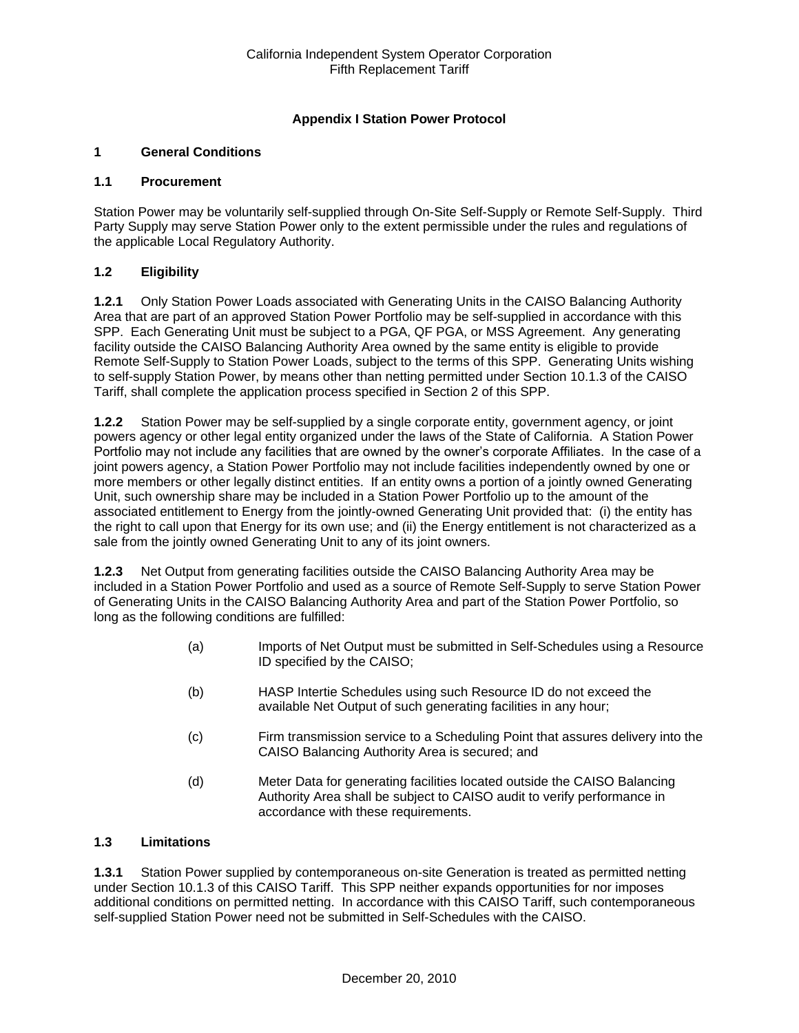## Appendix I Station Power Protocol

### 1 General Conditions

#### 1.1 Procurement

Station Power may be voluntarily self-supplied through On-Site Self-Supply or Remote Self-Supply. Third Party Supply may serve Station Power only to the extent permissible under the rules and regulations of the applicable Local Regulatory Authority.

#### 1.2 Eligibility

**1.2.1** Only Station Power Loads associated with Generating Units in the CAISO Balancing Authority Area that are part of an approved Station Power Portfolio may be self-supplied in accordance with this SPP. Each Generating Unit must be subject to a PGA, QF PGA, or MSS Agreement. Any generating facility outside the CAISO Balancing Authority Area owned by the same entity is eligible to provide Remote Self-Supply to Station Power Loads, subject to the terms of this SPP. Generating Units wishing to self-supply Station Power, by means other than netting permitted under Section 10.1.3 of the CAISO Tariff, shall complete the application process specified in Section 2 of this SPP.

**1.2.2** Station Power may be self-supplied by a single corporate entity, government agency, or joint powers agency or other legal entity organized under the laws of the State of California. A Station Power Portfolio may not include any facilities that are owned by the owner's corporate Affiliates. In the case of a joint powers agency, a Station Power Portfolio may not include facilities independently owned by one or more members or other legally distinct entities. If an entity owns a portion of a jointly owned Generating Unit, such ownership share may be included in a Station Power Portfolio up to the amount of the associated entitlement to Energy from the jointly-owned Generating Unit provided that: (i) the entity has the right to call upon that Energy for its own use; and (ii) the Energy entitlement is not characterized as a sale from the jointly owned Generating Unit to any of its joint owners.

**1.2.3** Net Output from generating facilities outside the CAISO Balancing Authority Area may be included in a Station Power Portfolio and used as a source of Remote Self-Supply to serve Station Power of Generating Units in the CAISO Balancing Authority Area and part of the Station Power Portfolio, so long as the following conditions are fulfilled:

(a) Imports of Net Output must be submitted in Self-Schedules using a Resource ID specified by the CAISO;

(b) HASP Intertie Schedules using such Resource ID do not exceed the available Net Output of such generating facilities in any hour;

(c) Firm transmission service to a Scheduling Point that assures delivery into the CAISO Balancing Authority Area is secured; and

(d) Meter Data for generating facilities located outside the CAISO Balancing Authority Area shall be subject to CAISO audit to verify performance in accordance with these requirements.

#### 1.3 Limitations

**1.3.1** Station Power supplied by contemporaneous on-site Generation is treated as permitted netting under Section 10.1.3 of this CAISO Tariff. This SPP neither expands opportunities for nor imposes additional conditions on permitted netting. In accordance with this CAISO Tariff, such contemporaneous self-supplied Station Power need not be submitted in Self-Schedules with the CAISO.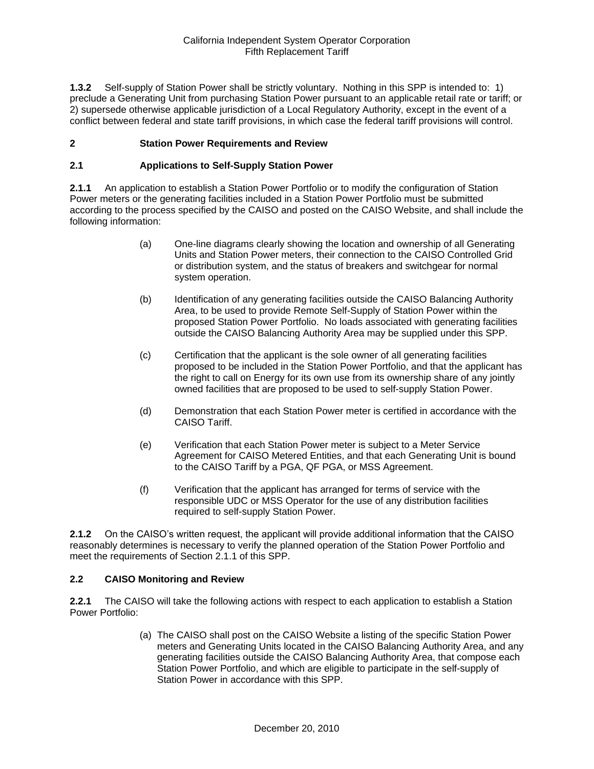**1.3.2** Self-supply of Station Power shall be strictly voluntary. Nothing in this SPP is intended to: 1) preclude a Generating Unit from purchasing Station Power pursuant to an applicable retail rate or tariff; or 2) supersede otherwise applicable jurisdiction of a Local Regulatory Authority, except in the event of a conflict between federal and state tariff provisions, in which case the federal tariff provisions will control.

## 2 Station Power Requirements and Review

### 2.1 Applications to Self-Supply Station Power

**2.1.1** An application to establish a Station Power Portfolio or to modify the configuration of Station Power meters or the generating facilities included in a Station Power Portfolio must be submitted according to the process specified by the CAISO and posted on the CAISO Website, and shall include the following information:

(a) One-line diagrams clearly showing the location and ownership of all Generating Units and Station Power meters, their connection to the CAISO Controlled Grid or distribution system, and the status of breakers and switchgear for normal system operation.

(b) Identification of any generating facilities outside the CAISO Balancing Authority Area, to be used to provide Remote Self-Supply of Station Power within the proposed Station Power Portfolio. No loads associated with generating facilities outside the CAISO Balancing Authority Area may be supplied under this SPP.

(c) Certification that the applicant is the sole owner of all generating facilities proposed to be included in the Station Power Portfolio, and that the applicant has the right to call on Energy for its own use from its ownership share of any jointly owned facilities that are proposed to be used to self-supply Station Power.

(d) Demonstration that each Station Power meter is certified in accordance with the CAISO Tariff.

(e) Verification that each Station Power meter is subject to a Meter Service Agreement for CAISO Metered Entities, and that each Generating Unit is bound to the CAISO Tariff by a PGA, QF PGA, or MSS Agreement.

(f) Verification that the applicant has arranged for terms of service with the responsible UDC or MSS Operator for the use of any distribution facilities required to self-supply Station Power.

**2.1.2** On the CAISO's written request, the applicant will provide additional information that the CAISO reasonably determines is necessary to verify the planned operation of the Station Power Portfolio and meet the requirements of Section 2.1.1 of this SPP.

### 2.2 CAISO Monitoring and Review

**2.2.1** The CAISO will take the following actions with respect to each application to establish a Station Power Portfolio:

(a) The CAISO shall post on the CAISO Website a listing of the specific Station Power meters and Generating Units located in the CAISO Balancing Authority Area, and any generating facilities outside the CAISO Balancing Authority Area, that compose each Station Power Portfolio, and which are eligible to participate in the self-supply of Station Power in accordance with this SPP.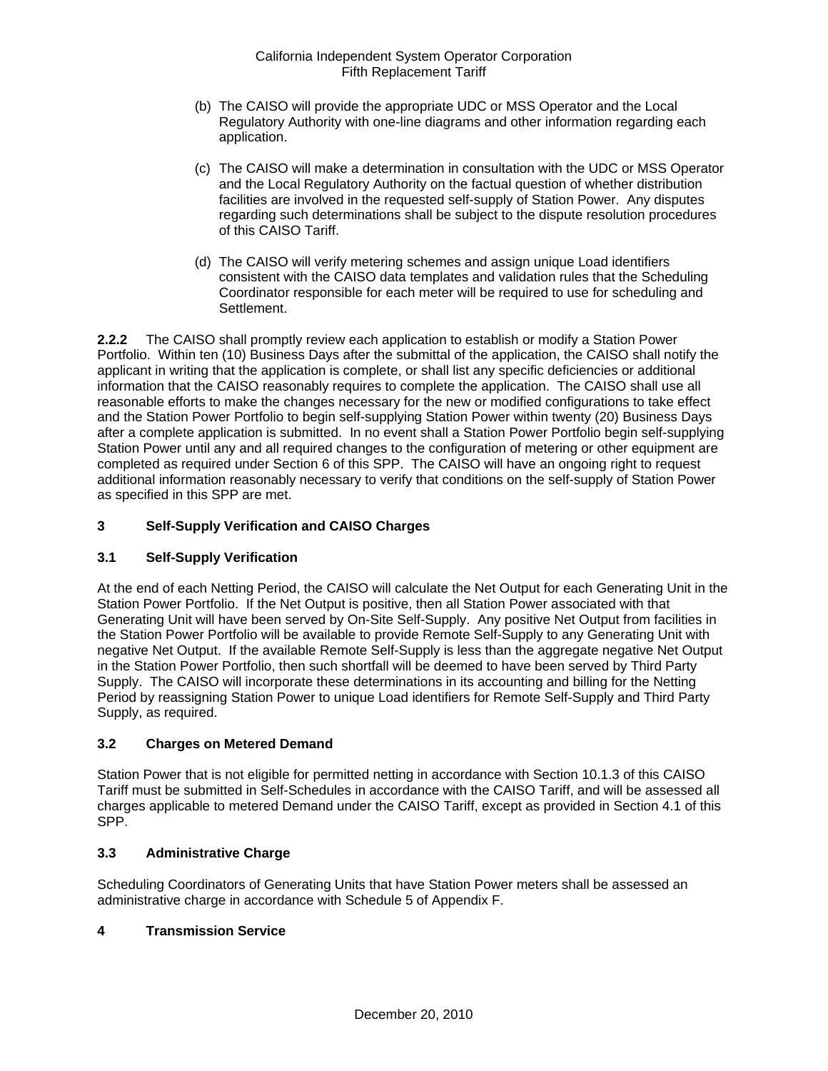(b) The CAISO will provide the appropriate UDC or MSS Operator and the Local Regulatory Authority with one-line diagrams and other information regarding each application.

(c) The CAISO will make a determination in consultation with the UDC or MSS Operator and the Local Regulatory Authority on the factual question of whether distribution facilities are involved in the requested self-supply of Station Power. Any disputes regarding such determinations shall be subject to the dispute resolution procedures of this CAISO Tariff.

(d) The CAISO will verify metering schemes and assign unique Load identifiers consistent with the CAISO data templates and validation rules that the Scheduling Coordinator responsible for each meter will be required to use for scheduling and Settlement.

**2.2.2** The CAISO shall promptly review each application to establish or modify a Station Power Portfolio. Within ten (10) Business Days after the submittal of the application, the CAISO shall notify the applicant in writing that the application is complete, or shall list any specific deficiencies or additional information that the CAISO reasonably requires to complete the application. The CAISO shall use all reasonable efforts to make the changes necessary for the new or modified configurations to take effect and the Station Power Portfolio to begin self-supplying Station Power within twenty (20) Business Days after a complete application is submitted. In no event shall a Station Power Portfolio begin self-supplying Station Power until any and all required changes to the configuration of metering or other equipment are completed as required under Section 6 of this SPP. The CAISO will have an ongoing right to request additional information reasonably necessary to verify that conditions on the self-supply of Station Power as specified in this SPP are met.

## 3 Self-Supply Verification and CAISO Charges

### 3.1 Self-Supply Verification

At the end of each Netting Period, the CAISO will calculate the Net Output for each Generating Unit in the Station Power Portfolio. If the Net Output is positive, then all Station Power associated with that Generating Unit will have been served by On-Site Self-Supply. Any positive Net Output from facilities in the Station Power Portfolio will be available to provide Remote Self-Supply to any Generating Unit with negative Net Output. If the available Remote Self-Supply is less than the aggregate negative Net Output in the Station Power Portfolio, then such shortfall will be deemed to have been served by Third Party Supply. The CAISO will incorporate these determinations in its accounting and billing for the Netting Period by reassigning Station Power to unique Load identifiers for Remote Self-Supply and Third Party Supply, as required.

### 3.2 Charges on Metered Demand

Station Power that is not eligible for permitted netting in accordance with Section 10.1.3 of this CAISO Tariff must be submitted in Self-Schedules in accordance with the CAISO Tariff, and will be assessed all charges applicable to metered Demand under the CAISO Tariff, except as provided in Section 4.1 of this SPP.

### 3.3 Administrative Charge

Scheduling Coordinators of Generating Units that have Station Power meters shall be assessed an administrative charge in accordance with Schedule 5 of Appendix F.

## 4 Transmission Service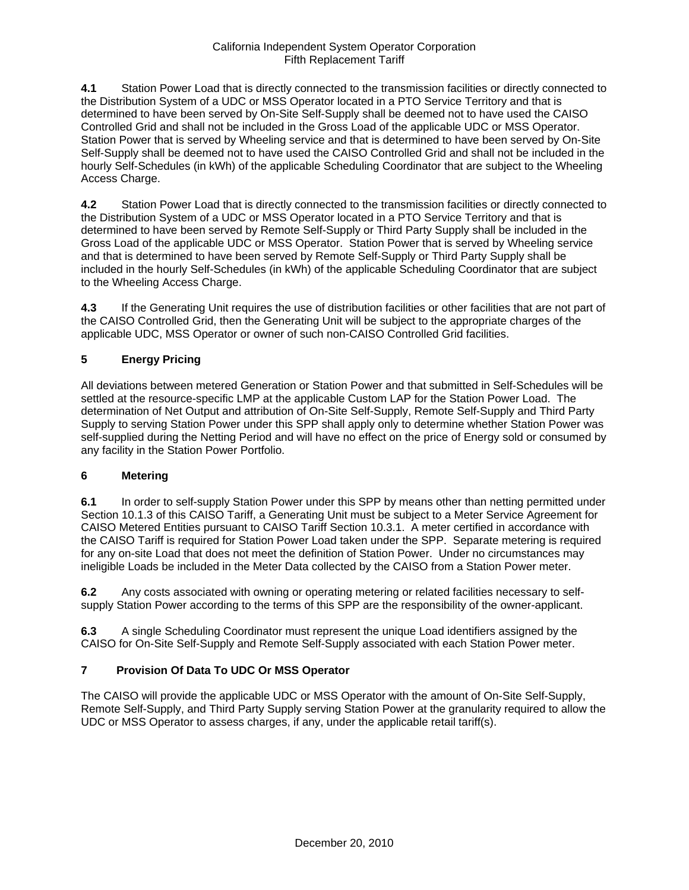**4.1** Station Power Load that is directly connected to the transmission facilities or directly connected to the Distribution System of a UDC or MSS Operator located in a PTO Service Territory and that is determined to have been served by On-Site Self-Supply shall be deemed not to have used the CAISO Controlled Grid and shall not be included in the Gross Load of the applicable UDC or MSS Operator. Station Power that is served by Wheeling service and that is determined to have been served by On-Site Self-Supply shall be deemed not to have used the CAISO Controlled Grid and shall not be included in the hourly Self-Schedules (in kWh) of the applicable Scheduling Coordinator that are subject to the Wheeling Access Charge.

**4.2** Station Power Load that is directly connected to the transmission facilities or directly connected to the Distribution System of a UDC or MSS Operator located in a PTO Service Territory and that is determined to have been served by Remote Self-Supply or Third Party Supply shall be included in the Gross Load of the applicable UDC or MSS Operator. Station Power that is served by Wheeling service and that is determined to have been served by Remote Self-Supply or Third Party Supply shall be included in the hourly Self-Schedules (in kWh) of the applicable Scheduling Coordinator that are subject to the Wheeling Access Charge.

**4.3** If the Generating Unit requires the use of distribution facilities or other facilities that are not part of the CAISO Controlled Grid, then the Generating Unit will be subject to the appropriate charges of the applicable UDC, MSS Operator or owner of such non-CAISO Controlled Grid facilities.

## 5 Energy Pricing

All deviations between metered Generation or Station Power and that submitted in Self-Schedules will be settled at the resource-specific LMP at the applicable Custom LAP for the Station Power Load. The determination of Net Output and attribution of On-Site Self-Supply, Remote Self-Supply and Third Party Supply to serving Station Power under this SPP shall apply only to determine whether Station Power was self-supplied during the Netting Period and will have no effect on the price of Energy sold or consumed by any facility in the Station Power Portfolio.

## 6 Metering

**6.1** In order to self-supply Station Power under this SPP by means other than netting permitted under Section 10.1.3 of this CAISO Tariff, a Generating Unit must be subject to a Meter Service Agreement for CAISO Metered Entities pursuant to CAISO Tariff Section 10.3.1. A meter certified in accordance with the CAISO Tariff is required for Station Power Load taken under the SPP. Separate metering is required for any on-site Load that does not meet the definition of Station Power. Under no circumstances may ineligible Loads be included in the Meter Data collected by the CAISO from a Station Power meter.

**6.2** Any costs associated with owning or operating metering or related facilities necessary to self-supply Station Power according to the terms of this SPP are the responsibility of the owner-applicant.

**6.3** A single Scheduling Coordinator must represent the unique Load identifiers assigned by the CAISO for On-Site Self-Supply and Remote Self-Supply associated with each Station Power meter.

## 7 Provision Of Data To UDC Or MSS Operator

The CAISO will provide the applicable UDC or MSS Operator with the amount of On-Site Self-Supply, Remote Self-Supply, and Third Party Supply serving Station Power at the granularity required to allow the UDC or MSS Operator to assess charges, if any, under the applicable retail tariff(s).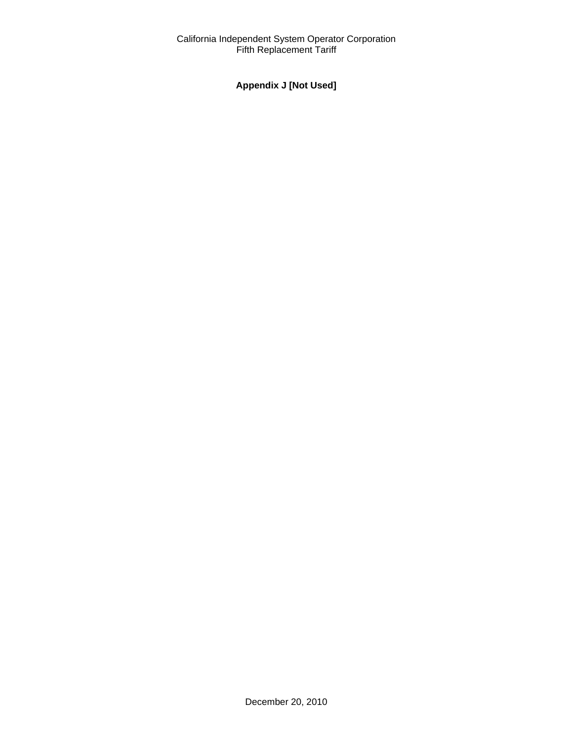# Appendix J [Not Used]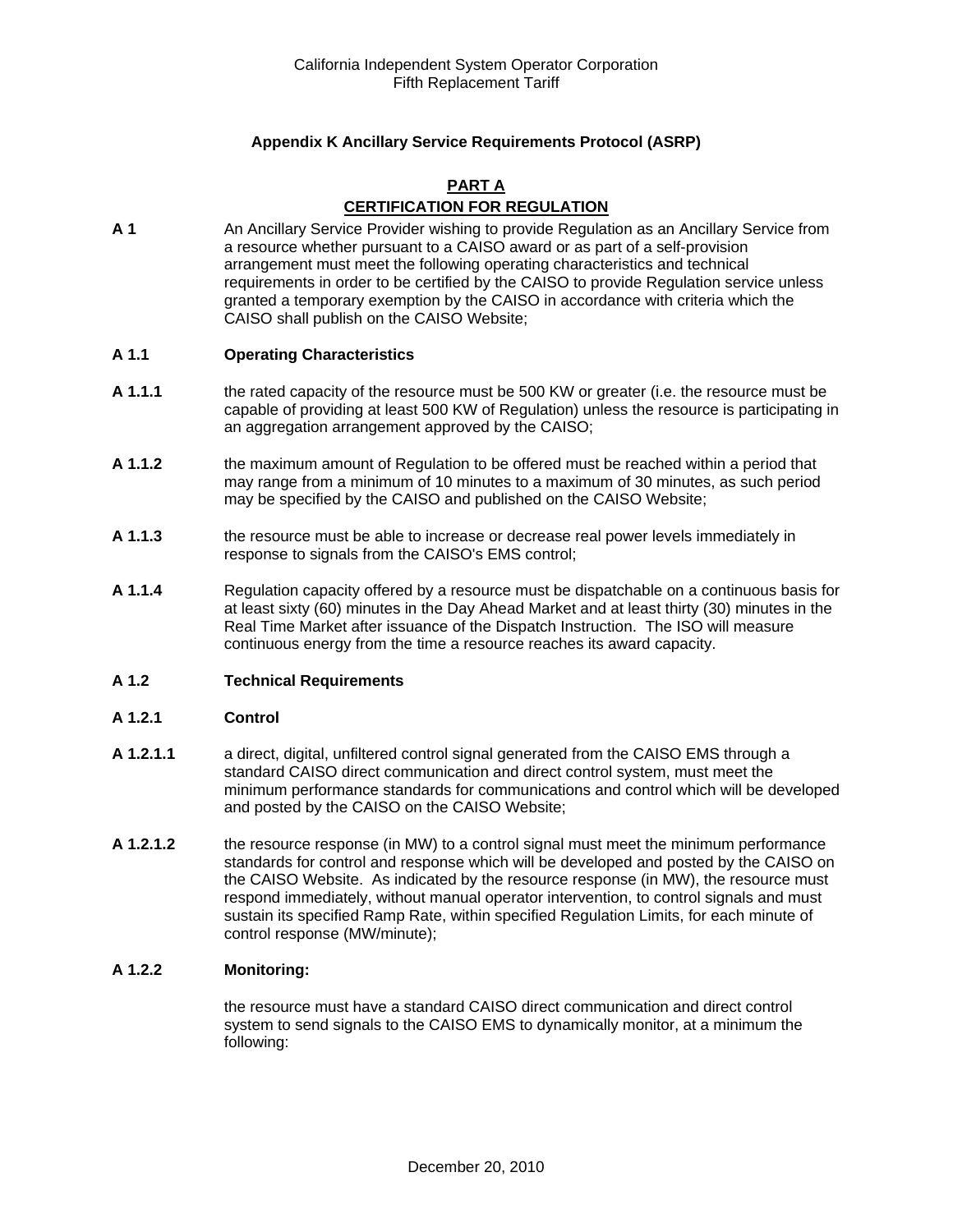## Appendix K Ancillary Service Requirements Protocol (ASRP)

### PART A
### CERTIFICATION FOR REGULATION

**A 1** An Ancillary Service Provider wishing to provide Regulation as an Ancillary Service from a resource whether pursuant to a CAISO award or as part of a self-provision arrangement must meet the following operating characteristics and technical requirements in order to be certified by the CAISO to provide Regulation service unless granted a temporary exemption by the CAISO in accordance with criteria which the CAISO shall publish on the CAISO Website;

**A 1.1 Operating Characteristics**

**A 1.1.1** the rated capacity of the resource must be 500 KW or greater (i.e. the resource must be capable of providing at least 500 KW of Regulation) unless the resource is participating in an aggregation arrangement approved by the CAISO;

**A 1.1.2** the maximum amount of Regulation to be offered must be reached within a period that may range from a minimum of 10 minutes to a maximum of 30 minutes, as such period may be specified by the CAISO and published on the CAISO Website;

**A 1.1.3** the resource must be able to increase or decrease real power levels immediately in response to signals from the CAISO's EMS control;

**A 1.1.4** Regulation capacity offered by a resource must be dispatchable on a continuous basis for at least sixty (60) minutes in the Day Ahead Market and at least thirty (30) minutes in the Real Time Market after issuance of the Dispatch Instruction. The ISO will measure continuous energy from the time a resource reaches its award capacity.

**A 1.2 Technical Requirements**

**A 1.2.1 Control**

**A 1.2.1.1** a direct, digital, unfiltered control signal generated from the CAISO EMS through a standard CAISO direct communication and direct control system, must meet the minimum performance standards for communications and control which will be developed and posted by the CAISO on the CAISO Website;

**A 1.2.1.2** the resource response (in MW) to a control signal must meet the minimum performance standards for control and response which will be developed and posted by the CAISO on the CAISO Website. As indicated by the resource response (in MW), the resource must respond immediately, without manual operator intervention, to control signals and must sustain its specified Ramp Rate, within specified Regulation Limits, for each minute of control response (MW/minute);

**A 1.2.2 Monitoring:**

the resource must have a standard CAISO direct communication and direct control system to send signals to the CAISO EMS to dynamically monitor, at a minimum the following: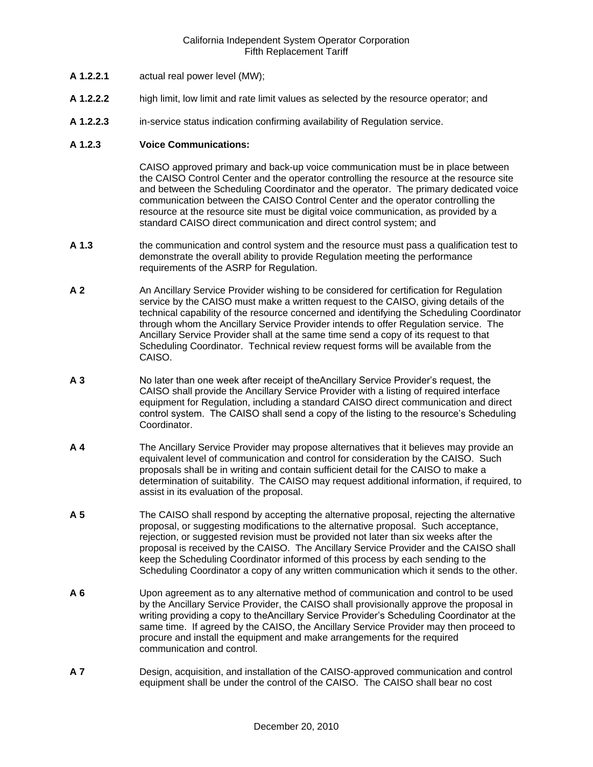**A 1.2.2.1** actual real power level (MW);

**A 1.2.2.2** high limit, low limit and rate limit values as selected by the resource operator; and

**A 1.2.2.3** in-service status indication confirming availability of Regulation service.

**A 1.2.3 Voice Communications:**

CAISO approved primary and back-up voice communication must be in place between the CAISO Control Center and the operator controlling the resource at the resource site and between the Scheduling Coordinator and the operator. The primary dedicated voice communication between the CAISO Control Center and the operator controlling the resource at the resource site must be digital voice communication, as provided by a standard CAISO direct communication and direct control system; and

**A 1.3** the communication and control system and the resource must pass a qualification test to demonstrate the overall ability to provide Regulation meeting the performance requirements of the ASRP for Regulation.

**A 2** An Ancillary Service Provider wishing to be considered for certification for Regulation service by the CAISO must make a written request to the CAISO, giving details of the technical capability of the resource concerned and identifying the Scheduling Coordinator through whom the Ancillary Service Provider intends to offer Regulation service. The Ancillary Service Provider shall at the same time send a copy of its request to that Scheduling Coordinator. Technical review request forms will be available from the CAISO.

**A 3** No later than one week after receipt of theAncillary Service Provider's request, the CAISO shall provide the Ancillary Service Provider with a listing of required interface equipment for Regulation, including a standard CAISO direct communication and direct control system. The CAISO shall send a copy of the listing to the resource's Scheduling Coordinator.

**A 4** The Ancillary Service Provider may propose alternatives that it believes may provide an equivalent level of communication and control for consideration by the CAISO. Such proposals shall be in writing and contain sufficient detail for the CAISO to make a determination of suitability. The CAISO may request additional information, if required, to assist in its evaluation of the proposal.

**A 5** The CAISO shall respond by accepting the alternative proposal, rejecting the alternative proposal, or suggesting modifications to the alternative proposal. Such acceptance, rejection, or suggested revision must be provided not later than six weeks after the proposal is received by the CAISO. The Ancillary Service Provider and the CAISO shall keep the Scheduling Coordinator informed of this process by each sending to the Scheduling Coordinator a copy of any written communication which it sends to the other.

**A 6** Upon agreement as to any alternative method of communication and control to be used by the Ancillary Service Provider, the CAISO shall provisionally approve the proposal in writing providing a copy to theAncillary Service Provider's Scheduling Coordinator at the same time. If agreed by the CAISO, the Ancillary Service Provider may then proceed to procure and install the equipment and make arrangements for the required communication and control.

**A 7** Design, acquisition, and installation of the CAISO-approved communication and control equipment shall be under the control of the CAISO. The CAISO shall bear no cost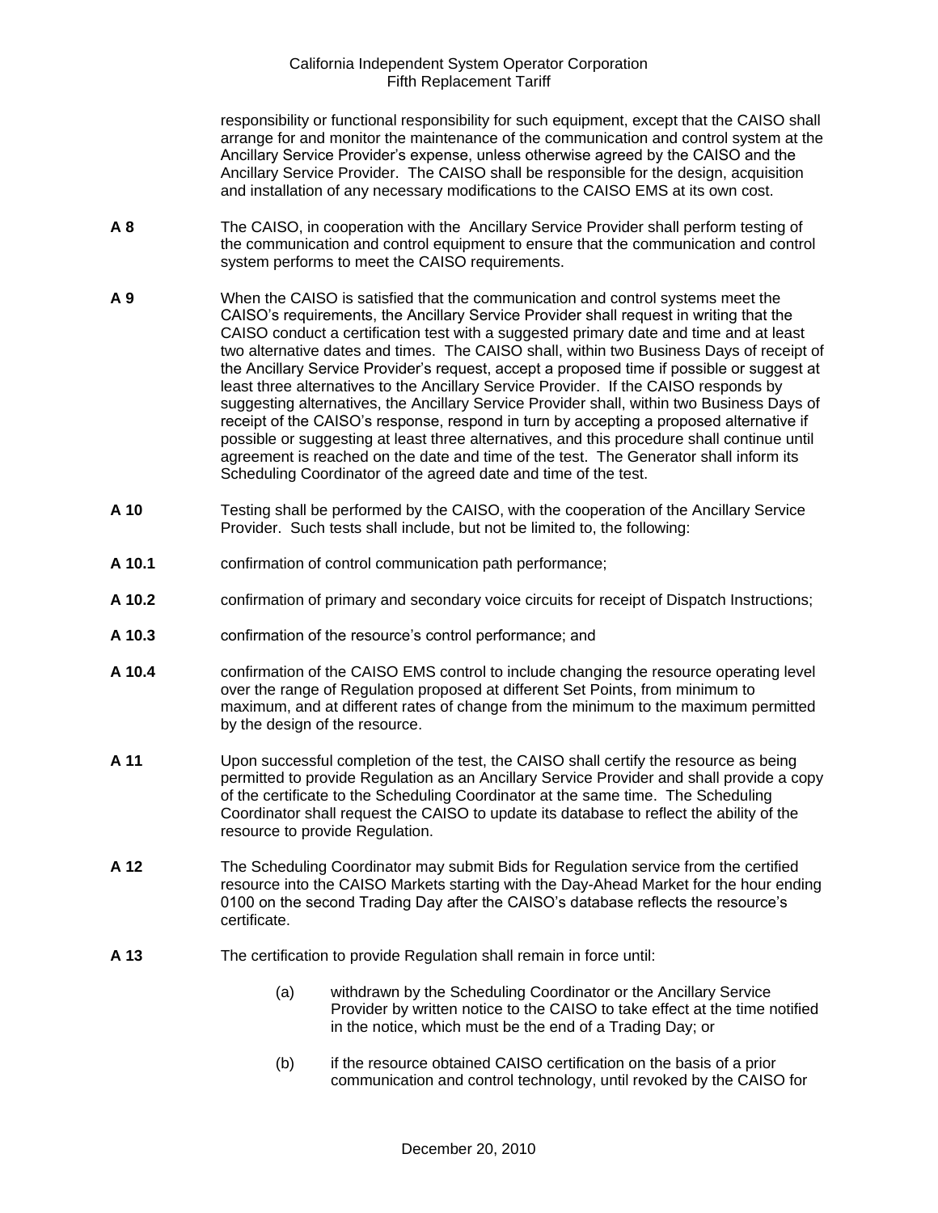responsibility or functional responsibility for such equipment, except that the CAISO shall arrange for and monitor the maintenance of the communication and control system at the Ancillary Service Provider's expense, unless otherwise agreed by the CAISO and the Ancillary Service Provider. The CAISO shall be responsible for the design, acquisition and installation of any necessary modifications to the CAISO EMS at its own cost.

**A 8** The CAISO, in cooperation with the Ancillary Service Provider shall perform testing of the communication and control equipment to ensure that the communication and control system performs to meet the CAISO requirements.

**A 9** When the CAISO is satisfied that the communication and control systems meet the CAISO's requirements, the Ancillary Service Provider shall request in writing that the CAISO conduct a certification test with a suggested primary date and time and at least two alternative dates and times. The CAISO shall, within two Business Days of receipt of the Ancillary Service Provider's request, accept a proposed time if possible or suggest at least three alternatives to the Ancillary Service Provider. If the CAISO responds by suggesting alternatives, the Ancillary Service Provider shall, within two Business Days of receipt of the CAISO's response, respond in turn by accepting a proposed alternative if possible or suggesting at least three alternatives, and this procedure shall continue until agreement is reached on the date and time of the test. The Generator shall inform its Scheduling Coordinator of the agreed date and time of the test.

**A 10** Testing shall be performed by the CAISO, with the cooperation of the Ancillary Service Provider. Such tests shall include, but not be limited to, the following:

**A 10.1** confirmation of control communication path performance;

**A 10.2** confirmation of primary and secondary voice circuits for receipt of Dispatch Instructions;

**A 10.3** confirmation of the resource's control performance; and

**A 10.4** confirmation of the CAISO EMS control to include changing the resource operating level over the range of Regulation proposed at different Set Points, from minimum to maximum, and at different rates of change from the minimum to the maximum permitted by the design of the resource.

**A 11** Upon successful completion of the test, the CAISO shall certify the resource as being permitted to provide Regulation as an Ancillary Service Provider and shall provide a copy of the certificate to the Scheduling Coordinator at the same time. The Scheduling Coordinator shall request the CAISO to update its database to reflect the ability of the resource to provide Regulation.

**A 12** The Scheduling Coordinator may submit Bids for Regulation service from the certified resource into the CAISO Markets starting with the Day-Ahead Market for the hour ending 0100 on the second Trading Day after the CAISO's database reflects the resource's certificate.

**A 13** The certification to provide Regulation shall remain in force until:

(a) withdrawn by the Scheduling Coordinator or the Ancillary Service Provider by written notice to the CAISO to take effect at the time notified in the notice, which must be the end of a Trading Day; or

(b) if the resource obtained CAISO certification on the basis of a prior communication and control technology, until revoked by the CAISO for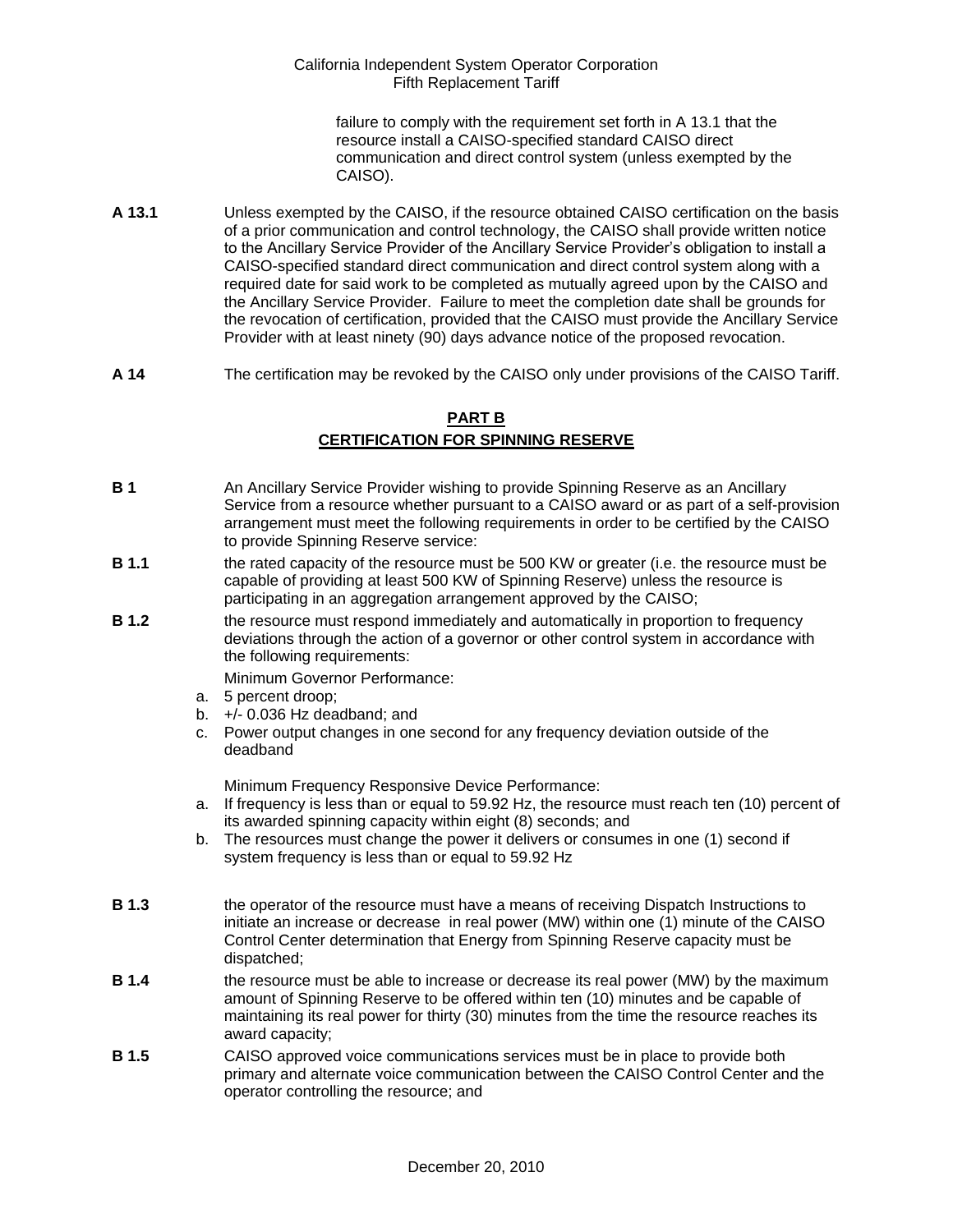failure to comply with the requirement set forth in A 13.1 that the resource install a CAISO-specified standard CAISO direct communication and direct control system (unless exempted by the CAISO).

**A 13.1** Unless exempted by the CAISO, if the resource obtained CAISO certification on the basis of a prior communication and control technology, the CAISO shall provide written notice to the Ancillary Service Provider of the Ancillary Service Provider's obligation to install a CAISO-specified standard direct communication and direct control system along with a required date for said work to be completed as mutually agreed upon by the CAISO and the Ancillary Service Provider. Failure to meet the completion date shall be grounds for the revocation of certification, provided that the CAISO must provide the Ancillary Service Provider with at least ninety (90) days advance notice of the proposed revocation.

**A 14** The certification may be revoked by the CAISO only under provisions of the CAISO Tariff.

## PART B
## CERTIFICATION FOR SPINNING RESERVE

**B 1** An Ancillary Service Provider wishing to provide Spinning Reserve as an Ancillary Service from a resource whether pursuant to a CAISO award or as part of a self-provision arrangement must meet the following requirements in order to be certified by the CAISO to provide Spinning Reserve service:

**B 1.1** the rated capacity of the resource must be 500 KW or greater (i.e. the resource must be capable of providing at least 500 KW of Spinning Reserve) unless the resource is participating in an aggregation arrangement approved by the CAISO;

**B 1.2** the resource must respond immediately and automatically in proportion to frequency deviations through the action of a governor or other control system in accordance with the following requirements:

Minimum Governor Performance:

a. 5 percent droop;
b. +/- 0.036 Hz deadband; and
c. Power output changes in one second for any frequency deviation outside of the deadband

Minimum Frequency Responsive Device Performance:

a. If frequency is less than or equal to 59.92 Hz, the resource must reach ten (10) percent of its awarded spinning capacity within eight (8) seconds; and
b. The resources must change the power it delivers or consumes in one (1) second if system frequency is less than or equal to 59.92 Hz

**B 1.3** the operator of the resource must have a means of receiving Dispatch Instructions to initiate an increase or decrease in real power (MW) within one (1) minute of the CAISO Control Center determination that Energy from Spinning Reserve capacity must be dispatched;

**B 1.4** the resource must be able to increase or decrease its real power (MW) by the maximum amount of Spinning Reserve to be offered within ten (10) minutes and be capable of maintaining its real power for thirty (30) minutes from the time the resource reaches its award capacity;

**B 1.5** CAISO approved voice communications services must be in place to provide both primary and alternate voice communication between the CAISO Control Center and the operator controlling the resource; and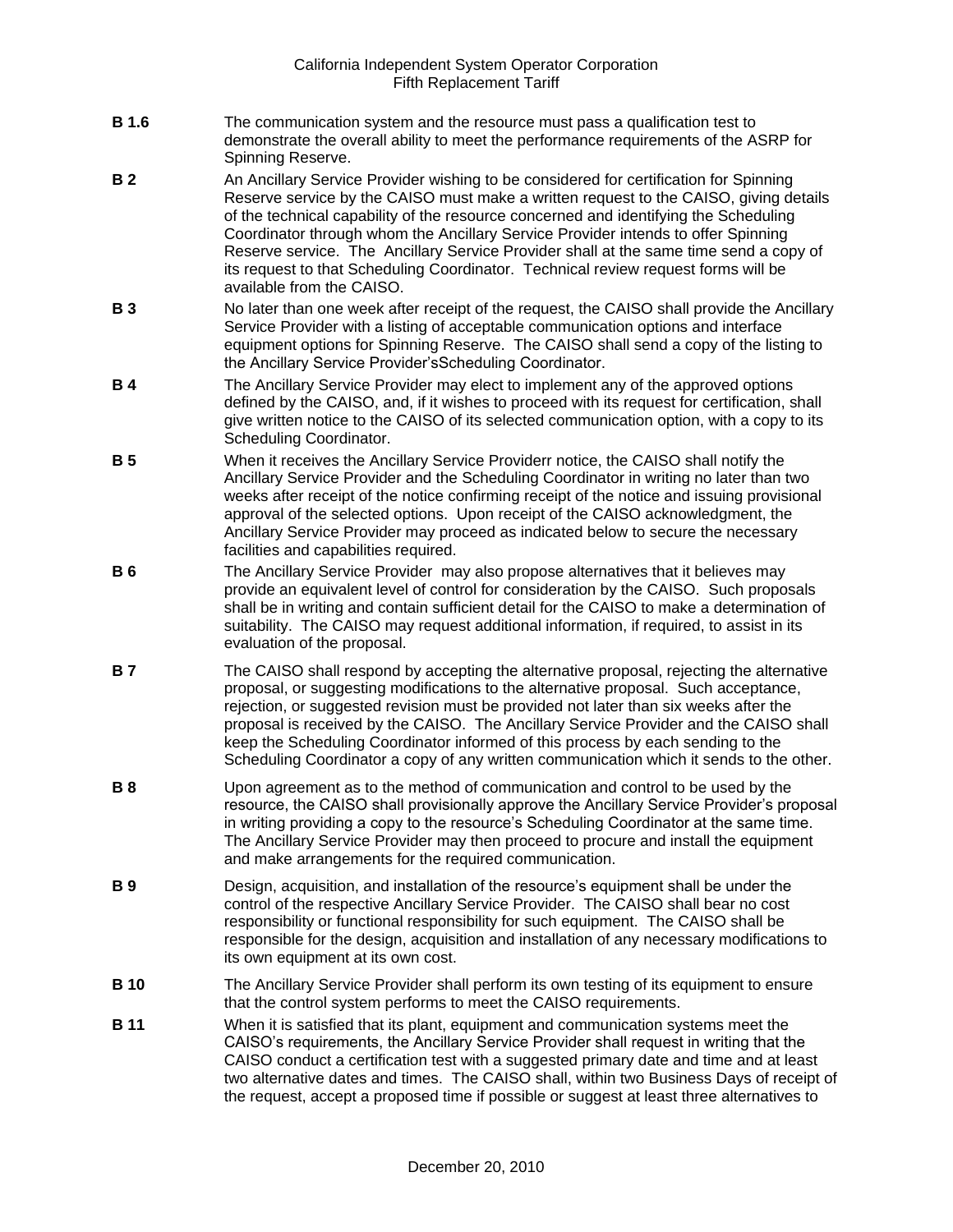**B 1.6** The communication system and the resource must pass a qualification test to demonstrate the overall ability to meet the performance requirements of the ASRP for Spinning Reserve.

**B 2** An Ancillary Service Provider wishing to be considered for certification for Spinning Reserve service by the CAISO must make a written request to the CAISO, giving details of the technical capability of the resource concerned and identifying the Scheduling Coordinator through whom the Ancillary Service Provider intends to offer Spinning Reserve service. The Ancillary Service Provider shall at the same time send a copy of its request to that Scheduling Coordinator. Technical review request forms will be available from the CAISO.

**B 3** No later than one week after receipt of the request, the CAISO shall provide the Ancillary Service Provider with a listing of acceptable communication options and interface equipment options for Spinning Reserve. The CAISO shall send a copy of the listing to the Ancillary Service Provider'sScheduling Coordinator.

**B 4** The Ancillary Service Provider may elect to implement any of the approved options defined by the CAISO, and, if it wishes to proceed with its request for certification, shall give written notice to the CAISO of its selected communication option, with a copy to its Scheduling Coordinator.

**B 5** When it receives the Ancillary Service Providerr notice, the CAISO shall notify the Ancillary Service Provider and the Scheduling Coordinator in writing no later than two weeks after receipt of the notice confirming receipt of the notice and issuing provisional approval of the selected options. Upon receipt of the CAISO acknowledgment, the Ancillary Service Provider may proceed as indicated below to secure the necessary facilities and capabilities required.

**B 6** The Ancillary Service Provider may also propose alternatives that it believes may provide an equivalent level of control for consideration by the CAISO. Such proposals shall be in writing and contain sufficient detail for the CAISO to make a determination of suitability. The CAISO may request additional information, if required, to assist in its evaluation of the proposal.

**B 7** The CAISO shall respond by accepting the alternative proposal, rejecting the alternative proposal, or suggesting modifications to the alternative proposal. Such acceptance, rejection, or suggested revision must be provided not later than six weeks after the proposal is received by the CAISO. The Ancillary Service Provider and the CAISO shall keep the Scheduling Coordinator informed of this process by each sending to the Scheduling Coordinator a copy of any written communication which it sends to the other.

**B 8** Upon agreement as to the method of communication and control to be used by the resource, the CAISO shall provisionally approve the Ancillary Service Provider's proposal in writing providing a copy to the resource's Scheduling Coordinator at the same time. The Ancillary Service Provider may then proceed to procure and install the equipment and make arrangements for the required communication.

**B 9** Design, acquisition, and installation of the resource's equipment shall be under the control of the respective Ancillary Service Provider. The CAISO shall bear no cost responsibility or functional responsibility for such equipment. The CAISO shall be responsible for the design, acquisition and installation of any necessary modifications to its own equipment at its own cost.

**B 10** The Ancillary Service Provider shall perform its own testing of its equipment to ensure that the control system performs to meet the CAISO requirements.

**B 11** When it is satisfied that its plant, equipment and communication systems meet the CAISO's requirements, the Ancillary Service Provider shall request in writing that the CAISO conduct a certification test with a suggested primary date and time and at least two alternative dates and times. The CAISO shall, within two Business Days of receipt of the request, accept a proposed time if possible or suggest at least three alternatives to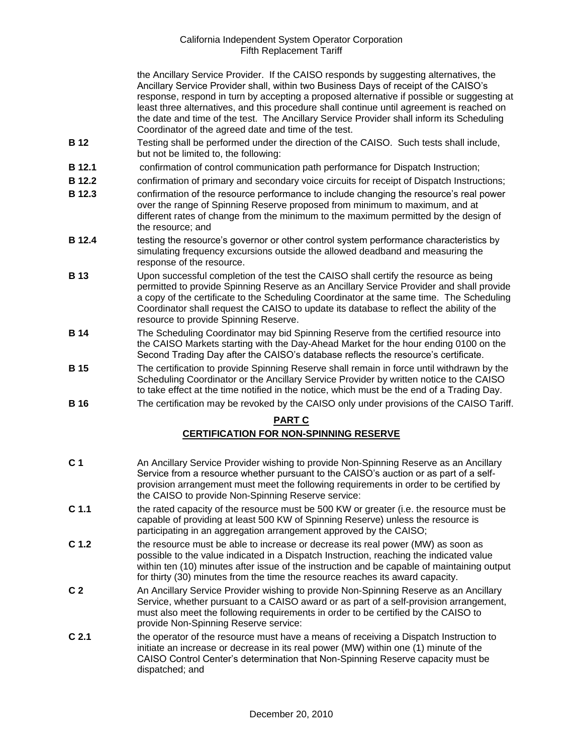the Ancillary Service Provider. If the CAISO responds by suggesting alternatives, the Ancillary Service Provider shall, within two Business Days of receipt of the CAISO's response, respond in turn by accepting a proposed alternative if possible or suggesting at least three alternatives, and this procedure shall continue until agreement is reached on the date and time of the test. The Ancillary Service Provider shall inform its Scheduling Coordinator of the agreed date and time of the test.

**B 12** Testing shall be performed under the direction of the CAISO. Such tests shall include, but not be limited to, the following:

**B 12.1** confirmation of control communication path performance for Dispatch Instruction;

**B 12.2** confirmation of primary and secondary voice circuits for receipt of Dispatch Instructions;

**B 12.3** confirmation of the resource performance to include changing the resource's real power over the range of Spinning Reserve proposed from minimum to maximum, and at different rates of change from the minimum to the maximum permitted by the design of the resource; and

**B 12.4** testing the resource's governor or other control system performance characteristics by simulating frequency excursions outside the allowed deadband and measuring the response of the resource.

**B 13** Upon successful completion of the test the CAISO shall certify the resource as being permitted to provide Spinning Reserve as an Ancillary Service Provider and shall provide a copy of the certificate to the Scheduling Coordinator at the same time. The Scheduling Coordinator shall request the CAISO to update its database to reflect the ability of the resource to provide Spinning Reserve.

**B 14** The Scheduling Coordinator may bid Spinning Reserve from the certified resource into the CAISO Markets starting with the Day-Ahead Market for the hour ending 0100 on the Second Trading Day after the CAISO's database reflects the resource's certificate.

**B 15** The certification to provide Spinning Reserve shall remain in force until withdrawn by the Scheduling Coordinator or the Ancillary Service Provider by written notice to the CAISO to take effect at the time notified in the notice, which must be the end of a Trading Day.

**B 16** The certification may be revoked by the CAISO only under provisions of the CAISO Tariff.

## PART C
## CERTIFICATION FOR NON-SPINNING RESERVE

**C 1** An Ancillary Service Provider wishing to provide Non-Spinning Reserve as an Ancillary Service from a resource whether pursuant to the CAISO's auction or as part of a self-provision arrangement must meet the following requirements in order to be certified by the CAISO to provide Non-Spinning Reserve service:

**C 1.1** the rated capacity of the resource must be 500 KW or greater (i.e. the resource must be capable of providing at least 500 KW of Spinning Reserve) unless the resource is participating in an aggregation arrangement approved by the CAISO;

**C 1.2** the resource must be able to increase or decrease its real power (MW) as soon as possible to the value indicated in a Dispatch Instruction, reaching the indicated value within ten (10) minutes after issue of the instruction and be capable of maintaining output for thirty (30) minutes from the time the resource reaches its award capacity.

**C 2** An Ancillary Service Provider wishing to provide Non-Spinning Reserve as an Ancillary Service, whether pursuant to a CAISO award or as part of a self-provision arrangement, must also meet the following requirements in order to be certified by the CAISO to provide Non-Spinning Reserve service:

**C 2.1** the operator of the resource must have a means of receiving a Dispatch Instruction to initiate an increase or decrease in its real power (MW) within one (1) minute of the CAISO Control Center's determination that Non-Spinning Reserve capacity must be dispatched; and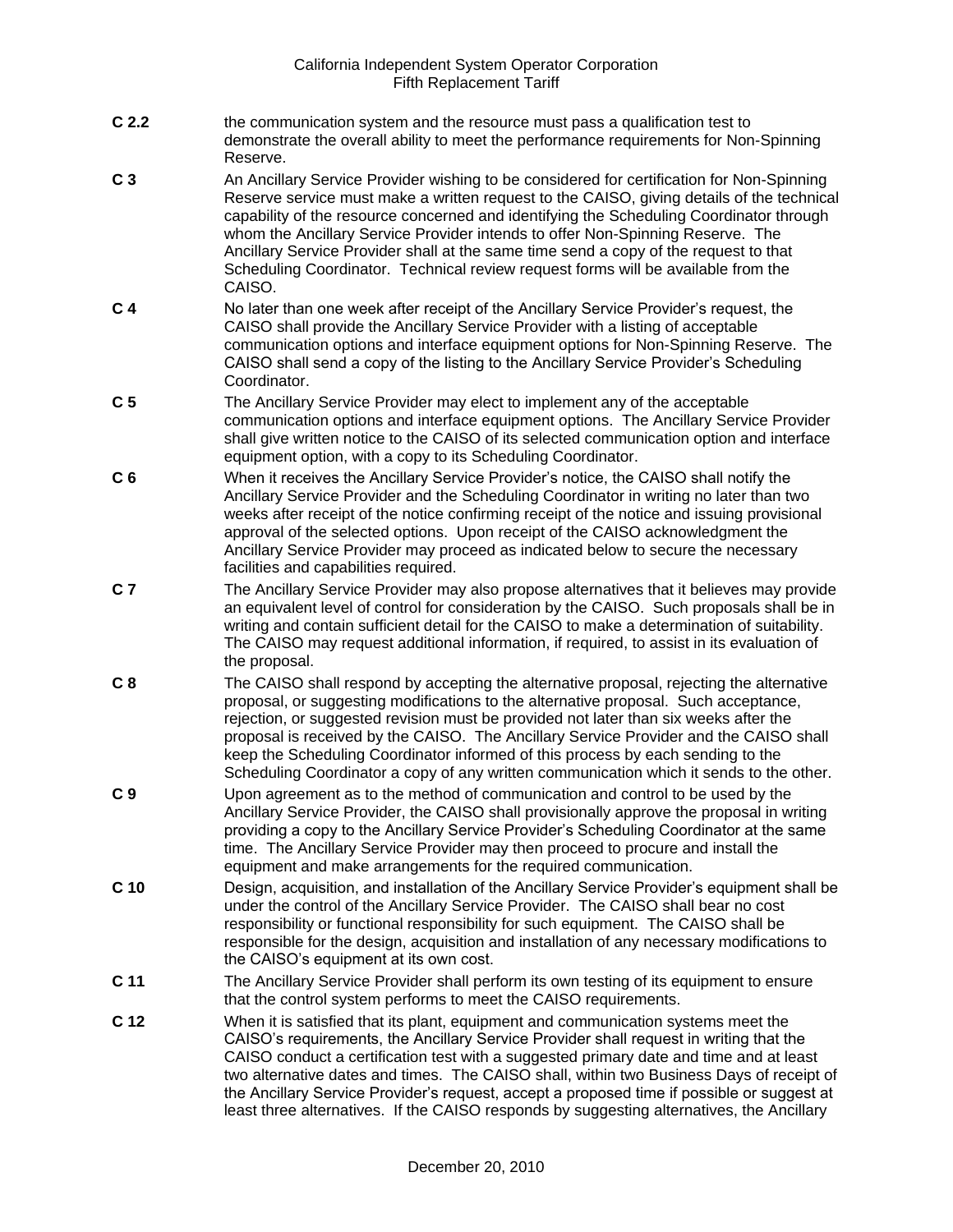**C 2.2** the communication system and the resource must pass a qualification test to demonstrate the overall ability to meet the performance requirements for Non-Spinning Reserve.

**C 3** An Ancillary Service Provider wishing to be considered for certification for Non-Spinning Reserve service must make a written request to the CAISO, giving details of the technical capability of the resource concerned and identifying the Scheduling Coordinator through whom the Ancillary Service Provider intends to offer Non-Spinning Reserve. The Ancillary Service Provider shall at the same time send a copy of the request to that Scheduling Coordinator. Technical review request forms will be available from the CAISO.

**C 4** No later than one week after receipt of the Ancillary Service Provider's request, the CAISO shall provide the Ancillary Service Provider with a listing of acceptable communication options and interface equipment options for Non-Spinning Reserve. The CAISO shall send a copy of the listing to the Ancillary Service Provider's Scheduling Coordinator.

**C 5** The Ancillary Service Provider may elect to implement any of the acceptable communication options and interface equipment options. The Ancillary Service Provider shall give written notice to the CAISO of its selected communication option and interface equipment option, with a copy to its Scheduling Coordinator.

**C 6** When it receives the Ancillary Service Provider's notice, the CAISO shall notify the Ancillary Service Provider and the Scheduling Coordinator in writing no later than two weeks after receipt of the notice confirming receipt of the notice and issuing provisional approval of the selected options. Upon receipt of the CAISO acknowledgment the Ancillary Service Provider may proceed as indicated below to secure the necessary facilities and capabilities required.

**C 7** The Ancillary Service Provider may also propose alternatives that it believes may provide an equivalent level of control for consideration by the CAISO. Such proposals shall be in writing and contain sufficient detail for the CAISO to make a determination of suitability. The CAISO may request additional information, if required, to assist in its evaluation of the proposal.

**C 8** The CAISO shall respond by accepting the alternative proposal, rejecting the alternative proposal, or suggesting modifications to the alternative proposal. Such acceptance, rejection, or suggested revision must be provided not later than six weeks after the proposal is received by the CAISO. The Ancillary Service Provider and the CAISO shall keep the Scheduling Coordinator informed of this process by each sending to the Scheduling Coordinator a copy of any written communication which it sends to the other.

**C 9** Upon agreement as to the method of communication and control to be used by the Ancillary Service Provider, the CAISO shall provisionally approve the proposal in writing providing a copy to the Ancillary Service Provider's Scheduling Coordinator at the same time. The Ancillary Service Provider may then proceed to procure and install the equipment and make arrangements for the required communication.

**C 10** Design, acquisition, and installation of the Ancillary Service Provider's equipment shall be under the control of the Ancillary Service Provider. The CAISO shall bear no cost responsibility or functional responsibility for such equipment. The CAISO shall be responsible for the design, acquisition and installation of any necessary modifications to the CAISO's equipment at its own cost.

**C 11** The Ancillary Service Provider shall perform its own testing of its equipment to ensure that the control system performs to meet the CAISO requirements.

**C 12** When it is satisfied that its plant, equipment and communication systems meet the CAISO's requirements, the Ancillary Service Provider shall request in writing that the CAISO conduct a certification test with a suggested primary date and time and at least two alternative dates and times. The CAISO shall, within two Business Days of receipt of the Ancillary Service Provider's request, accept a proposed time if possible or suggest at least three alternatives. If the CAISO responds by suggesting alternatives, the Ancillary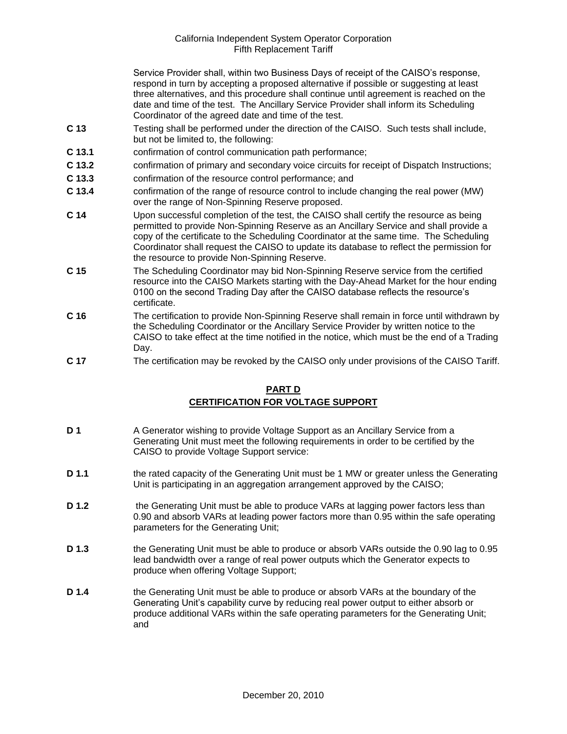Service Provider shall, within two Business Days of receipt of the CAISO's response, respond in turn by accepting a proposed alternative if possible or suggesting at least three alternatives, and this procedure shall continue until agreement is reached on the date and time of the test. The Ancillary Service Provider shall inform its Scheduling Coordinator of the agreed date and time of the test.

**C 13** Testing shall be performed under the direction of the CAISO. Such tests shall include, but not be limited to, the following:

**C 13.1** confirmation of control communication path performance;

**C 13.2** confirmation of primary and secondary voice circuits for receipt of Dispatch Instructions;

**C 13.3** confirmation of the resource control performance; and

**C 13.4** confirmation of the range of resource control to include changing the real power (MW) over the range of Non-Spinning Reserve proposed.

**C 14** Upon successful completion of the test, the CAISO shall certify the resource as being permitted to provide Non-Spinning Reserve as an Ancillary Service and shall provide a copy of the certificate to the Scheduling Coordinator at the same time. The Scheduling Coordinator shall request the CAISO to update its database to reflect the permission for the resource to provide Non-Spinning Reserve.

**C 15** The Scheduling Coordinator may bid Non-Spinning Reserve service from the certified resource into the CAISO Markets starting with the Day-Ahead Market for the hour ending 0100 on the second Trading Day after the CAISO database reflects the resource's certificate.

**C 16** The certification to provide Non-Spinning Reserve shall remain in force until withdrawn by the Scheduling Coordinator or the Ancillary Service Provider by written notice to the CAISO to take effect at the time notified in the notice, which must be the end of a Trading Day.

**C 17** The certification may be revoked by the CAISO only under provisions of the CAISO Tariff.

## PART D
## CERTIFICATION FOR VOLTAGE SUPPORT

**D 1** A Generator wishing to provide Voltage Support as an Ancillary Service from a Generating Unit must meet the following requirements in order to be certified by the CAISO to provide Voltage Support service:

**D 1.1** the rated capacity of the Generating Unit must be 1 MW or greater unless the Generating Unit is participating in an aggregation arrangement approved by the CAISO;

**D 1.2** the Generating Unit must be able to produce VARs at lagging power factors less than 0.90 and absorb VARs at leading power factors more than 0.95 within the safe operating parameters for the Generating Unit;

**D 1.3** the Generating Unit must be able to produce or absorb VARs outside the 0.90 lag to 0.95 lead bandwidth over a range of real power outputs which the Generator expects to produce when offering Voltage Support;

**D 1.4** the Generating Unit must be able to produce or absorb VARs at the boundary of the Generating Unit's capability curve by reducing real power output to either absorb or produce additional VARs within the safe operating parameters for the Generating Unit; and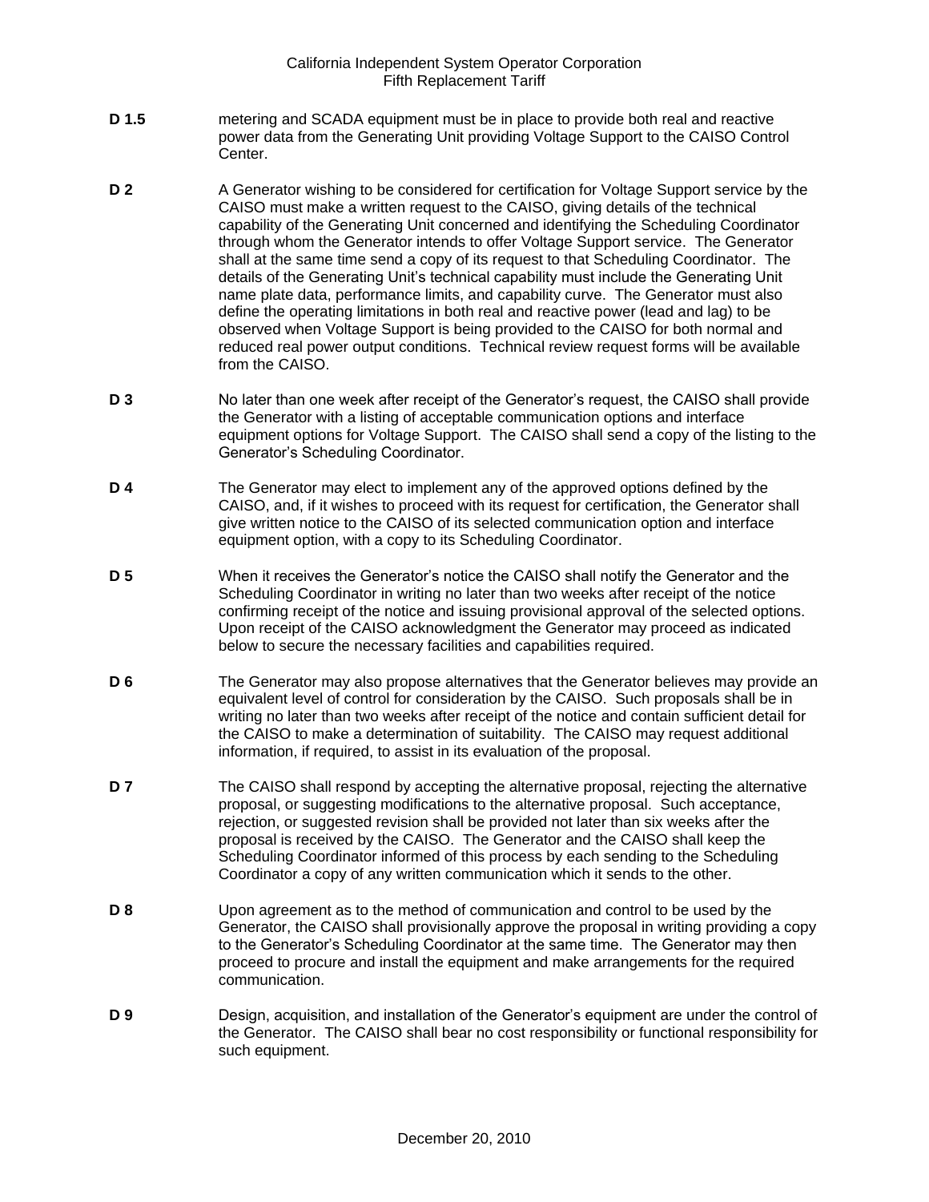**D 1.5** metering and SCADA equipment must be in place to provide both real and reactive power data from the Generating Unit providing Voltage Support to the CAISO Control Center.

**D 2** A Generator wishing to be considered for certification for Voltage Support service by the CAISO must make a written request to the CAISO, giving details of the technical capability of the Generating Unit concerned and identifying the Scheduling Coordinator through whom the Generator intends to offer Voltage Support service. The Generator shall at the same time send a copy of its request to that Scheduling Coordinator. The details of the Generating Unit's technical capability must include the Generating Unit name plate data, performance limits, and capability curve. The Generator must also define the operating limitations in both real and reactive power (lead and lag) to be observed when Voltage Support is being provided to the CAISO for both normal and reduced real power output conditions. Technical review request forms will be available from the CAISO.

**D 3** No later than one week after receipt of the Generator's request, the CAISO shall provide the Generator with a listing of acceptable communication options and interface equipment options for Voltage Support. The CAISO shall send a copy of the listing to the Generator's Scheduling Coordinator.

**D 4** The Generator may elect to implement any of the approved options defined by the CAISO, and, if it wishes to proceed with its request for certification, the Generator shall give written notice to the CAISO of its selected communication option and interface equipment option, with a copy to its Scheduling Coordinator.

**D 5** When it receives the Generator's notice the CAISO shall notify the Generator and the Scheduling Coordinator in writing no later than two weeks after receipt of the notice confirming receipt of the notice and issuing provisional approval of the selected options. Upon receipt of the CAISO acknowledgment the Generator may proceed as indicated below to secure the necessary facilities and capabilities required.

**D 6** The Generator may also propose alternatives that the Generator believes may provide an equivalent level of control for consideration by the CAISO. Such proposals shall be in writing no later than two weeks after receipt of the notice and contain sufficient detail for the CAISO to make a determination of suitability. The CAISO may request additional information, if required, to assist in its evaluation of the proposal.

**D 7** The CAISO shall respond by accepting the alternative proposal, rejecting the alternative proposal, or suggesting modifications to the alternative proposal. Such acceptance, rejection, or suggested revision shall be provided not later than six weeks after the proposal is received by the CAISO. The Generator and the CAISO shall keep the Scheduling Coordinator informed of this process by each sending to the Scheduling Coordinator a copy of any written communication which it sends to the other.

**D 8** Upon agreement as to the method of communication and control to be used by the Generator, the CAISO shall provisionally approve the proposal in writing providing a copy to the Generator's Scheduling Coordinator at the same time. The Generator may then proceed to procure and install the equipment and make arrangements for the required communication.

**D 9** Design, acquisition, and installation of the Generator's equipment are under the control of the Generator. The CAISO shall bear no cost responsibility or functional responsibility for such equipment.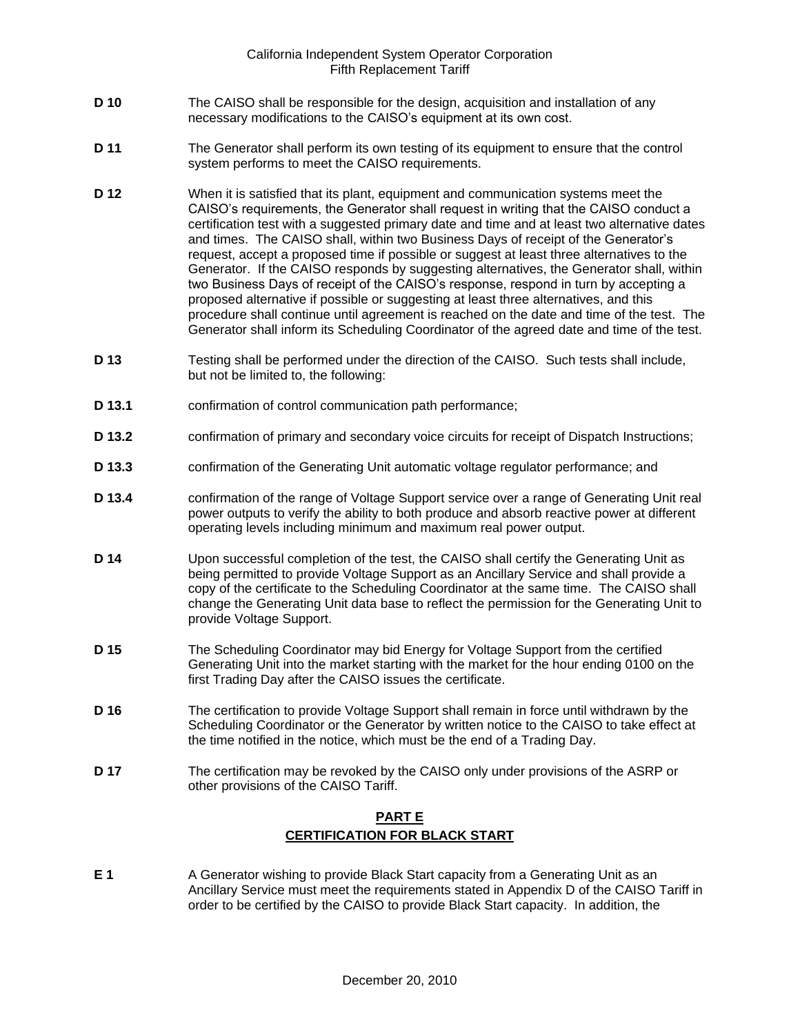**D 10** The CAISO shall be responsible for the design, acquisition and installation of any necessary modifications to the CAISO's equipment at its own cost.

**D 11** The Generator shall perform its own testing of its equipment to ensure that the control system performs to meet the CAISO requirements.

**D 12** When it is satisfied that its plant, equipment and communication systems meet the CAISO's requirements, the Generator shall request in writing that the CAISO conduct a certification test with a suggested primary date and time and at least two alternative dates and times. The CAISO shall, within two Business Days of receipt of the Generator's request, accept a proposed time if possible or suggest at least three alternatives to the Generator. If the CAISO responds by suggesting alternatives, the Generator shall, within two Business Days of receipt of the CAISO's response, respond in turn by accepting a proposed alternative if possible or suggesting at least three alternatives, and this procedure shall continue until agreement is reached on the date and time of the test. The Generator shall inform its Scheduling Coordinator of the agreed date and time of the test.

**D 13** Testing shall be performed under the direction of the CAISO. Such tests shall include, but not be limited to, the following:

**D 13.1** confirmation of control communication path performance;

**D 13.2** confirmation of primary and secondary voice circuits for receipt of Dispatch Instructions;

**D 13.3** confirmation of the Generating Unit automatic voltage regulator performance; and

**D 13.4** confirmation of the range of Voltage Support service over a range of Generating Unit real power outputs to verify the ability to both produce and absorb reactive power at different operating levels including minimum and maximum real power output.

**D 14** Upon successful completion of the test, the CAISO shall certify the Generating Unit as being permitted to provide Voltage Support as an Ancillary Service and shall provide a copy of the certificate to the Scheduling Coordinator at the same time. The CAISO shall change the Generating Unit data base to reflect the permission for the Generating Unit to provide Voltage Support.

**D 15** The Scheduling Coordinator may bid Energy for Voltage Support from the certified Generating Unit into the market starting with the market for the hour ending 0100 on the first Trading Day after the CAISO issues the certificate.

**D 16** The certification to provide Voltage Support shall remain in force until withdrawn by the Scheduling Coordinator or the Generator by written notice to the CAISO to take effect at the time notified in the notice, which must be the end of a Trading Day.

**D 17** The certification may be revoked by the CAISO only under provisions of the ASRP or other provisions of the CAISO Tariff.

## PART E
## CERTIFICATION FOR BLACK START

**E 1** A Generator wishing to provide Black Start capacity from a Generating Unit as an Ancillary Service must meet the requirements stated in Appendix D of the CAISO Tariff in order to be certified by the CAISO to provide Black Start capacity. In addition, the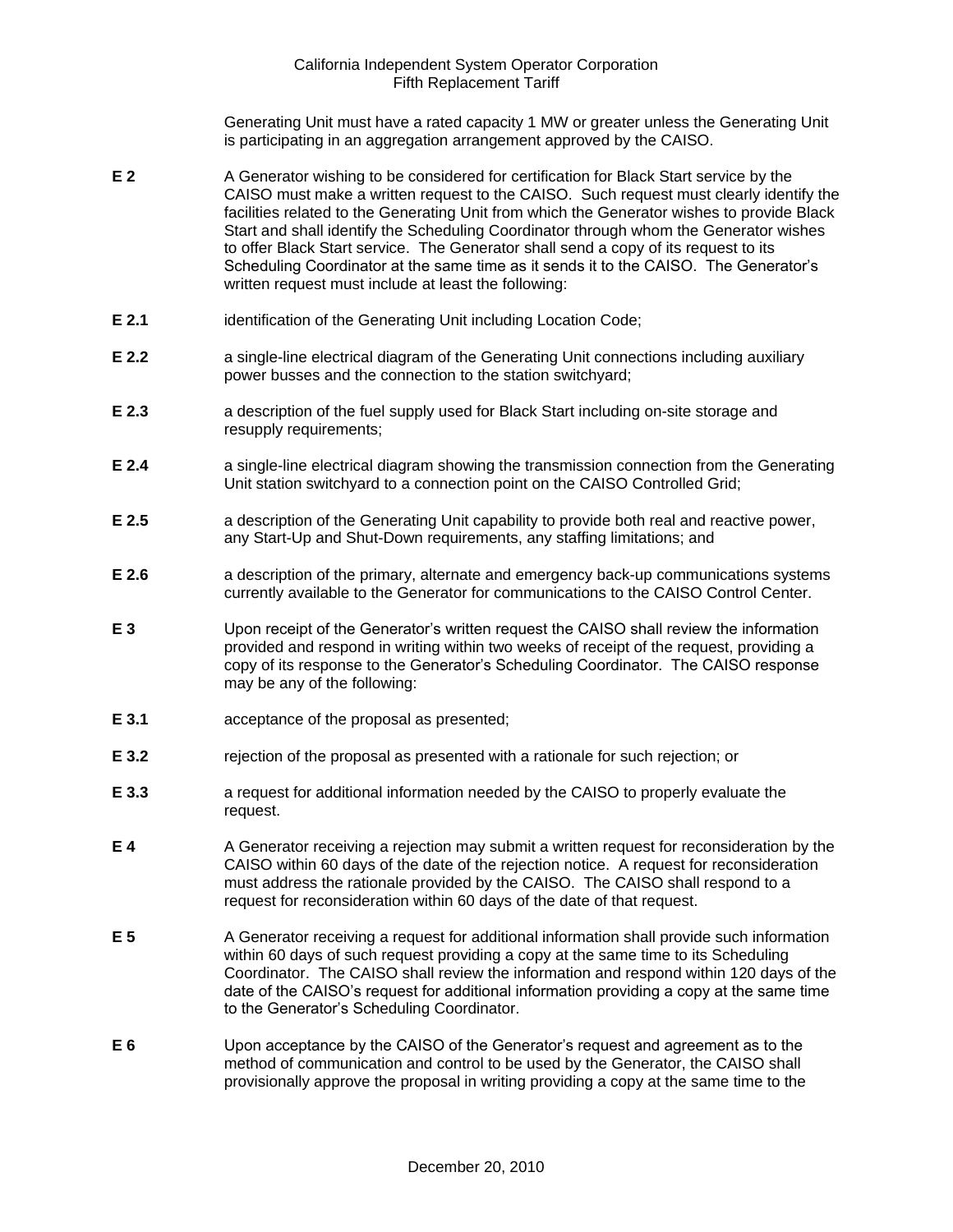Generating Unit must have a rated capacity 1 MW or greater unless the Generating Unit is participating in an aggregation arrangement approved by the CAISO.

**E 2** A Generator wishing to be considered for certification for Black Start service by the CAISO must make a written request to the CAISO. Such request must clearly identify the facilities related to the Generating Unit from which the Generator wishes to provide Black Start and shall identify the Scheduling Coordinator through whom the Generator wishes to offer Black Start service. The Generator shall send a copy of its request to its Scheduling Coordinator at the same time as it sends it to the CAISO. The Generator's written request must include at least the following:

**E 2.1** identification of the Generating Unit including Location Code;

**E 2.2** a single-line electrical diagram of the Generating Unit connections including auxiliary power busses and the connection to the station switchyard;

**E 2.3** a description of the fuel supply used for Black Start including on-site storage and resupply requirements;

**E 2.4** a single-line electrical diagram showing the transmission connection from the Generating Unit station switchyard to a connection point on the CAISO Controlled Grid;

**E 2.5** a description of the Generating Unit capability to provide both real and reactive power, any Start-Up and Shut-Down requirements, any staffing limitations; and

**E 2.6** a description of the primary, alternate and emergency back-up communications systems currently available to the Generator for communications to the CAISO Control Center.

**E 3** Upon receipt of the Generator's written request the CAISO shall review the information provided and respond in writing within two weeks of receipt of the request, providing a copy of its response to the Generator's Scheduling Coordinator. The CAISO response may be any of the following:

**E 3.1** acceptance of the proposal as presented;

**E 3.2** rejection of the proposal as presented with a rationale for such rejection; or

**E 3.3** a request for additional information needed by the CAISO to properly evaluate the request.

**E 4** A Generator receiving a rejection may submit a written request for reconsideration by the CAISO within 60 days of the date of the rejection notice. A request for reconsideration must address the rationale provided by the CAISO. The CAISO shall respond to a request for reconsideration within 60 days of the date of that request.

**E 5** A Generator receiving a request for additional information shall provide such information within 60 days of such request providing a copy at the same time to its Scheduling Coordinator. The CAISO shall review the information and respond within 120 days of the date of the CAISO's request for additional information providing a copy at the same time to the Generator's Scheduling Coordinator.

**E 6** Upon acceptance by the CAISO of the Generator's request and agreement as to the method of communication and control to be used by the Generator, the CAISO shall provisionally approve the proposal in writing providing a copy at the same time to the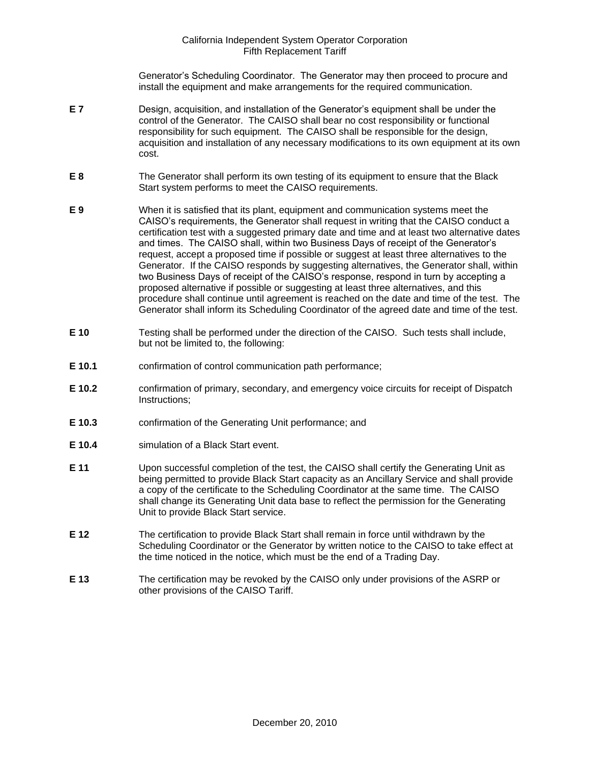Generator's Scheduling Coordinator. The Generator may then proceed to procure and install the equipment and make arrangements for the required communication.

**E 7** Design, acquisition, and installation of the Generator's equipment shall be under the control of the Generator. The CAISO shall bear no cost responsibility or functional responsibility for such equipment. The CAISO shall be responsible for the design, acquisition and installation of any necessary modifications to its own equipment at its own cost.

**E 8** The Generator shall perform its own testing of its equipment to ensure that the Black Start system performs to meet the CAISO requirements.

**E 9** When it is satisfied that its plant, equipment and communication systems meet the CAISO's requirements, the Generator shall request in writing that the CAISO conduct a certification test with a suggested primary date and time and at least two alternative dates and times. The CAISO shall, within two Business Days of receipt of the Generator's request, accept a proposed time if possible or suggest at least three alternatives to the Generator. If the CAISO responds by suggesting alternatives, the Generator shall, within two Business Days of receipt of the CAISO's response, respond in turn by accepting a proposed alternative if possible or suggesting at least three alternatives, and this procedure shall continue until agreement is reached on the date and time of the test. The Generator shall inform its Scheduling Coordinator of the agreed date and time of the test.

**E 10** Testing shall be performed under the direction of the CAISO. Such tests shall include, but not be limited to, the following:

**E 10.1** confirmation of control communication path performance;

**E 10.2** confirmation of primary, secondary, and emergency voice circuits for receipt of Dispatch Instructions;

**E 10.3** confirmation of the Generating Unit performance; and

**E 10.4** simulation of a Black Start event.

**E 11** Upon successful completion of the test, the CAISO shall certify the Generating Unit as being permitted to provide Black Start capacity as an Ancillary Service and shall provide a copy of the certificate to the Scheduling Coordinator at the same time. The CAISO shall change its Generating Unit data base to reflect the permission for the Generating Unit to provide Black Start service.

**E 12** The certification to provide Black Start shall remain in force until withdrawn by the Scheduling Coordinator or the Generator by written notice to the CAISO to take effect at the time noticed in the notice, which must be the end of a Trading Day.

**E 13** The certification may be revoked by the CAISO only under provisions of the ASRP or other provisions of the CAISO Tariff.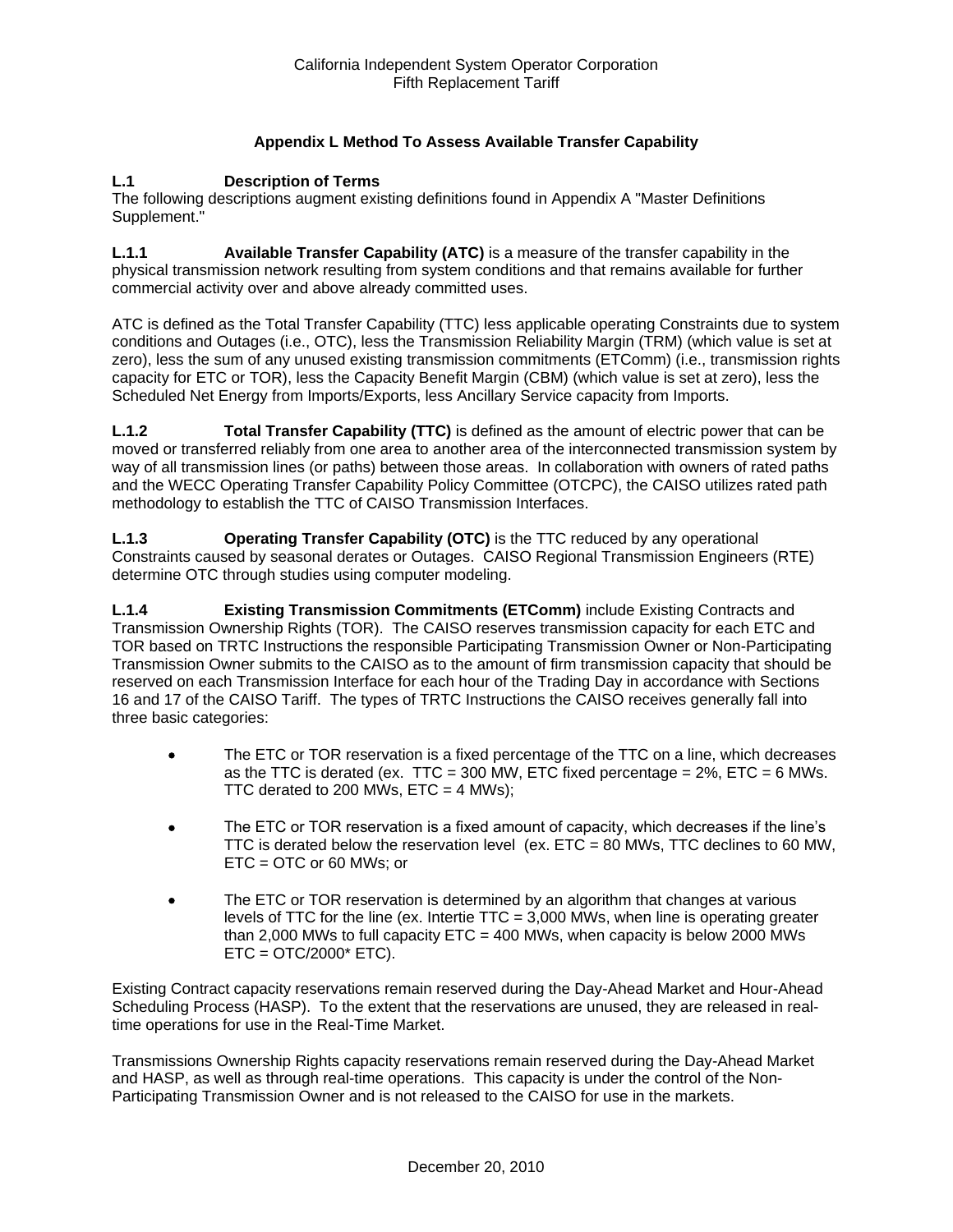# Appendix L Method To Assess Available Transfer Capability

## L.1 Description of Terms

The following descriptions augment existing definitions found in Appendix A "Master Definitions Supplement."

**L.1.1 Available Transfer Capability (ATC)** is a measure of the transfer capability in the physical transmission network resulting from system conditions and that remains available for further commercial activity over and above already committed uses.

ATC is defined as the Total Transfer Capability (TTC) less applicable operating Constraints due to system conditions and Outages (i.e., OTC), less the Transmission Reliability Margin (TRM) (which value is set at zero), less the sum of any unused existing transmission commitments (ETComm) (i.e., transmission rights capacity for ETC or TOR), less the Capacity Benefit Margin (CBM) (which value is set at zero), less the Scheduled Net Energy from Imports/Exports, less Ancillary Service capacity from Imports.

**L.1.2 Total Transfer Capability (TTC)** is defined as the amount of electric power that can be moved or transferred reliably from one area to another area of the interconnected transmission system by way of all transmission lines (or paths) between those areas. In collaboration with owners of rated paths and the WECC Operating Transfer Capability Policy Committee (OTCPC), the CAISO utilizes rated path methodology to establish the TTC of CAISO Transmission Interfaces.

**L.1.3 Operating Transfer Capability (OTC)** is the TTC reduced by any operational Constraints caused by seasonal derates or Outages. CAISO Regional Transmission Engineers (RTE) determine OTC through studies using computer modeling.

**L.1.4 Existing Transmission Commitments (ETComm)** include Existing Contracts and Transmission Ownership Rights (TOR). The CAISO reserves transmission capacity for each ETC and TOR based on TRTC Instructions the responsible Participating Transmission Owner or Non-Participating Transmission Owner submits to the CAISO as to the amount of firm transmission capacity that should be reserved on each Transmission Interface for each hour of the Trading Day in accordance with Sections 16 and 17 of the CAISO Tariff. The types of TRTC Instructions the CAISO receives generally fall into three basic categories:

- The ETC or TOR reservation is a fixed percentage of the TTC on a line, which decreases as the TTC is derated (ex. TTC = 300 MW, ETC fixed percentage = 2%, ETC = 6 MWs. TTC derated to 200 MWs, ETC = 4 MWs);

- The ETC or TOR reservation is a fixed amount of capacity, which decreases if the line's TTC is derated below the reservation level (ex. ETC = 80 MWs, TTC declines to 60 MW, ETC = OTC or 60 MWs; or

- The ETC or TOR reservation is determined by an algorithm that changes at various levels of TTC for the line (ex. Intertie TTC = 3,000 MWs, when line is operating greater than 2,000 MWs to full capacity ETC = 400 MWs, when capacity is below 2000 MWs ETC = OTC/2000* ETC).

Existing Contract capacity reservations remain reserved during the Day-Ahead Market and Hour-Ahead Scheduling Process (HASP). To the extent that the reservations are unused, they are released in real-time operations for use in the Real-Time Market.

Transmissions Ownership Rights capacity reservations remain reserved during the Day-Ahead Market and HASP, as well as through real-time operations. This capacity is under the control of the Non-Participating Transmission Owner and is not released to the CAISO for use in the markets.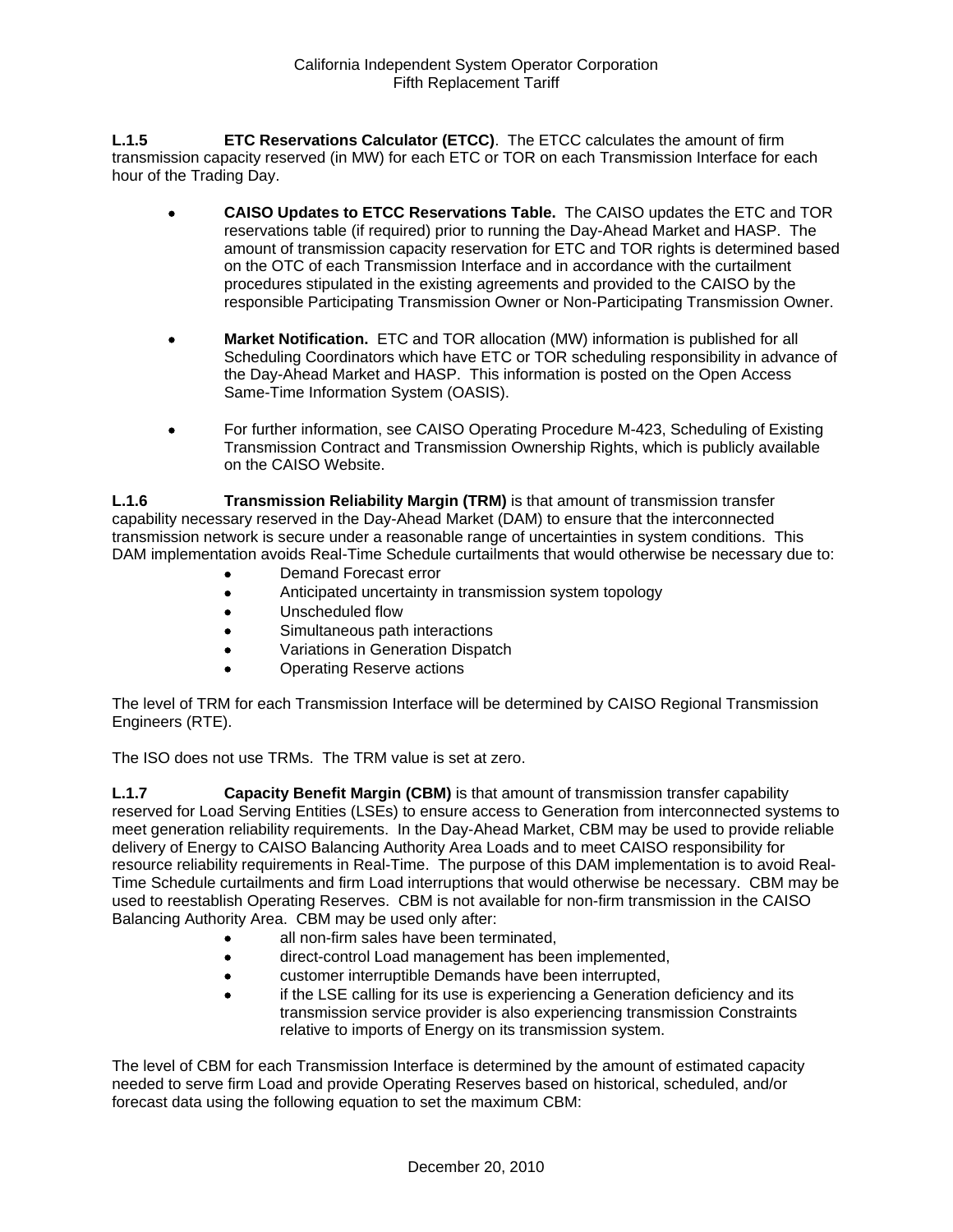**L.1.5 ETC Reservations Calculator (ETCC)**. The ETCC calculates the amount of firm transmission capacity reserved (in MW) for each ETC or TOR on each Transmission Interface for each hour of the Trading Day.

- **CAISO Updates to ETCC Reservations Table.** The CAISO updates the ETC and TOR reservations table (if required) prior to running the Day-Ahead Market and HASP. The amount of transmission capacity reservation for ETC and TOR rights is determined based on the OTC of each Transmission Interface and in accordance with the curtailment procedures stipulated in the existing agreements and provided to the CAISO by the responsible Participating Transmission Owner or Non-Participating Transmission Owner.

- **Market Notification.** ETC and TOR allocation (MW) information is published for all Scheduling Coordinators which have ETC or TOR scheduling responsibility in advance of the Day-Ahead Market and HASP. This information is posted on the Open Access Same-Time Information System (OASIS).

- For further information, see CAISO Operating Procedure M-423, Scheduling of Existing Transmission Contract and Transmission Ownership Rights, which is publicly available on the CAISO Website.

**L.1.6 Transmission Reliability Margin (TRM)** is that amount of transmission transfer capability necessary reserved in the Day-Ahead Market (DAM) to ensure that the interconnected transmission network is secure under a reasonable range of uncertainties in system conditions. This DAM implementation avoids Real-Time Schedule curtailments that would otherwise be necessary due to:

- Demand Forecast error
- Anticipated uncertainty in transmission system topology
- Unscheduled flow
- Simultaneous path interactions
- Variations in Generation Dispatch
- Operating Reserve actions

The level of TRM for each Transmission Interface will be determined by CAISO Regional Transmission Engineers (RTE).

The ISO does not use TRMs. The TRM value is set at zero.

**L.1.7 Capacity Benefit Margin (CBM)** is that amount of transmission transfer capability reserved for Load Serving Entities (LSEs) to ensure access to Generation from interconnected systems to meet generation reliability requirements. In the Day-Ahead Market, CBM may be used to provide reliable delivery of Energy to CAISO Balancing Authority Area Loads and to meet CAISO responsibility for resource reliability requirements in Real-Time. The purpose of this DAM implementation is to avoid Real-Time Schedule curtailments and firm Load interruptions that would otherwise be necessary. CBM may be used to reestablish Operating Reserves. CBM is not available for non-firm transmission in the CAISO Balancing Authority Area. CBM may be used only after:

- all non-firm sales have been terminated,
- direct-control Load management has been implemented,
- customer interruptible Demands have been interrupted,
- if the LSE calling for its use is experiencing a Generation deficiency and its transmission service provider is also experiencing transmission Constraints relative to imports of Energy on its transmission system.

The level of CBM for each Transmission Interface is determined by the amount of estimated capacity needed to serve firm Load and provide Operating Reserves based on historical, scheduled, and/or forecast data using the following equation to set the maximum CBM: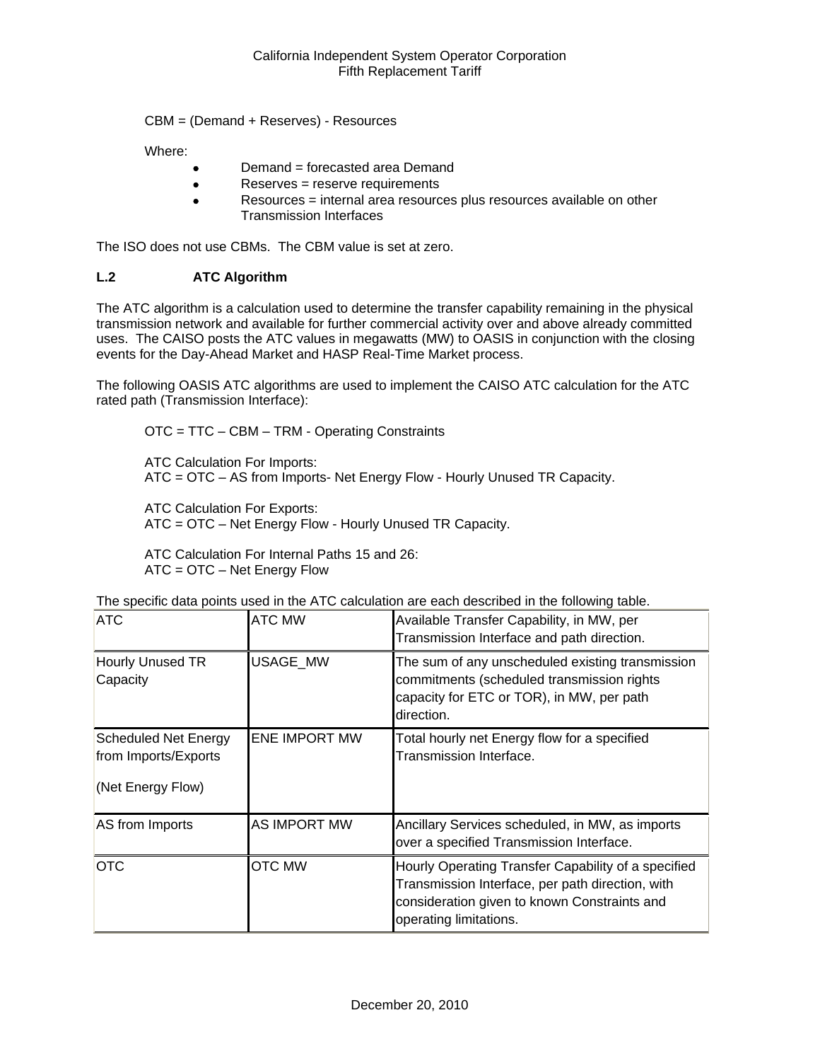CBM = (Demand + Reserves) - Resources

Where:

- Demand = forecasted area Demand
- Reserves = reserve requirements
- Resources = internal area resources plus resources available on other Transmission Interfaces

The ISO does not use CBMs. The CBM value is set at zero.

## L.2 ATC Algorithm

The ATC algorithm is a calculation used to determine the transfer capability remaining in the physical transmission network and available for further commercial activity over and above already committed uses. The CAISO posts the ATC values in megawatts (MW) to OASIS in conjunction with the closing events for the Day-Ahead Market and HASP Real-Time Market process.

The following OASIS ATC algorithms are used to implement the CAISO ATC calculation for the ATC rated path (Transmission Interface):

OTC = TTC – CBM – TRM - Operating Constraints

ATC Calculation For Imports:
ATC = OTC – AS from Imports- Net Energy Flow - Hourly Unused TR Capacity.

ATC Calculation For Exports:
ATC = OTC – Net Energy Flow - Hourly Unused TR Capacity.

ATC Calculation For Internal Paths 15 and 26:
ATC = OTC – Net Energy Flow

The specific data points used in the ATC calculation are each described in the following table.

| ATC | ATC MW | Available Transfer Capability, in MW, per Transmission Interface and path direction. |
|---|---|---|
| Hourly Unused TR Capacity | USAGE_MW | The sum of any unscheduled existing transmission commitments (scheduled transmission rights capacity for ETC or TOR), in MW, per path direction. |
| Scheduled Net Energy from Imports/Exports<br><br>(Net Energy Flow) | ENE IMPORT MW | Total hourly net Energy flow for a specified Transmission Interface. |
| AS from Imports | AS IMPORT MW | Ancillary Services scheduled, in MW, as imports over a specified Transmission Interface. |
| OTC | OTC MW | Hourly Operating Transfer Capability of a specified Transmission Interface, per path direction, with consideration given to known Constraints and operating limitations. |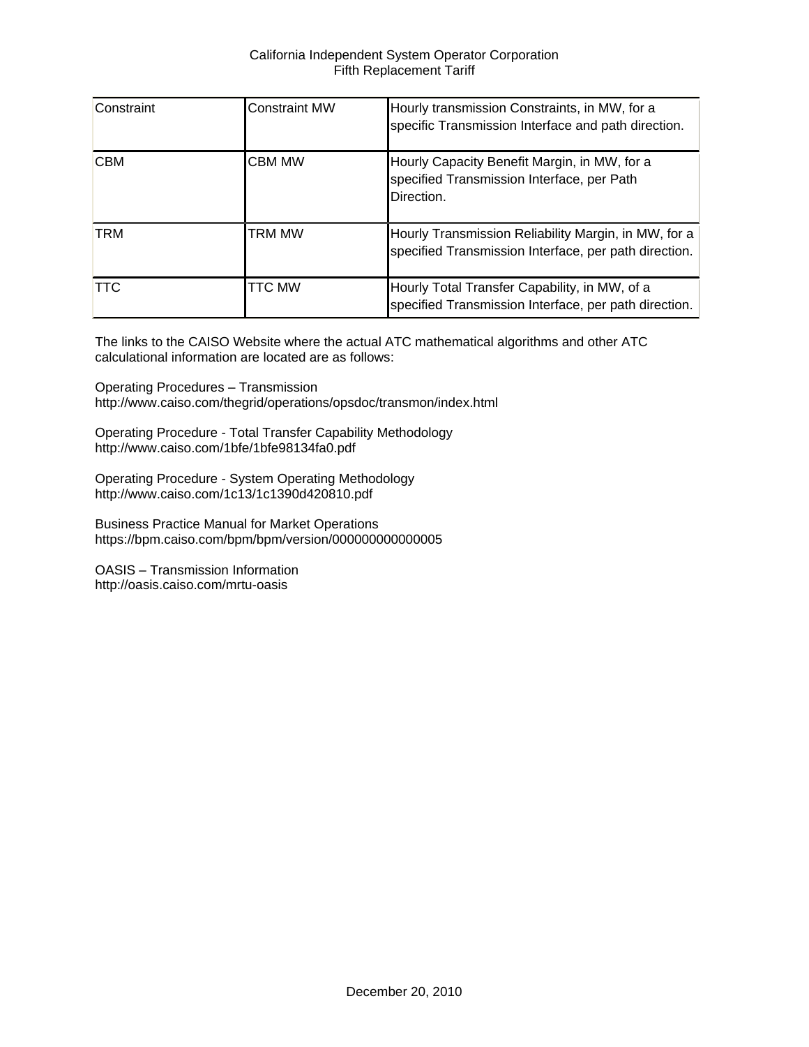| Constraint | Constraint MW | Hourly transmission Constraints, in MW, for a specific Transmission Interface and path direction. |
|---|---|---|
| CBM | CBM MW | Hourly Capacity Benefit Margin, in MW, for a specified Transmission Interface, per Path Direction. |
| TRM | TRM MW | Hourly Transmission Reliability Margin, in MW, for a specified Transmission Interface, per path direction. |
| TTC | TTC MW | Hourly Total Transfer Capability, in MW, of a specified Transmission Interface, per path direction. |

The links to the CAISO Website where the actual ATC mathematical algorithms and other ATC calculational information are located are as follows:

Operating Procedures – Transmission
http://www.caiso.com/thegrid/operations/opsdoc/transmon/index.html

Operating Procedure - Total Transfer Capability Methodology
http://www.caiso.com/1bfe/1bfe98134fa0.pdf

Operating Procedure - System Operating Methodology
http://www.caiso.com/1c13/1c1390d420810.pdf

Business Practice Manual for Market Operations
https://bpm.caiso.com/bpm/bpm/version/000000000000005

OASIS – Transmission Information
http://oasis.caiso.com/mrtu-oasis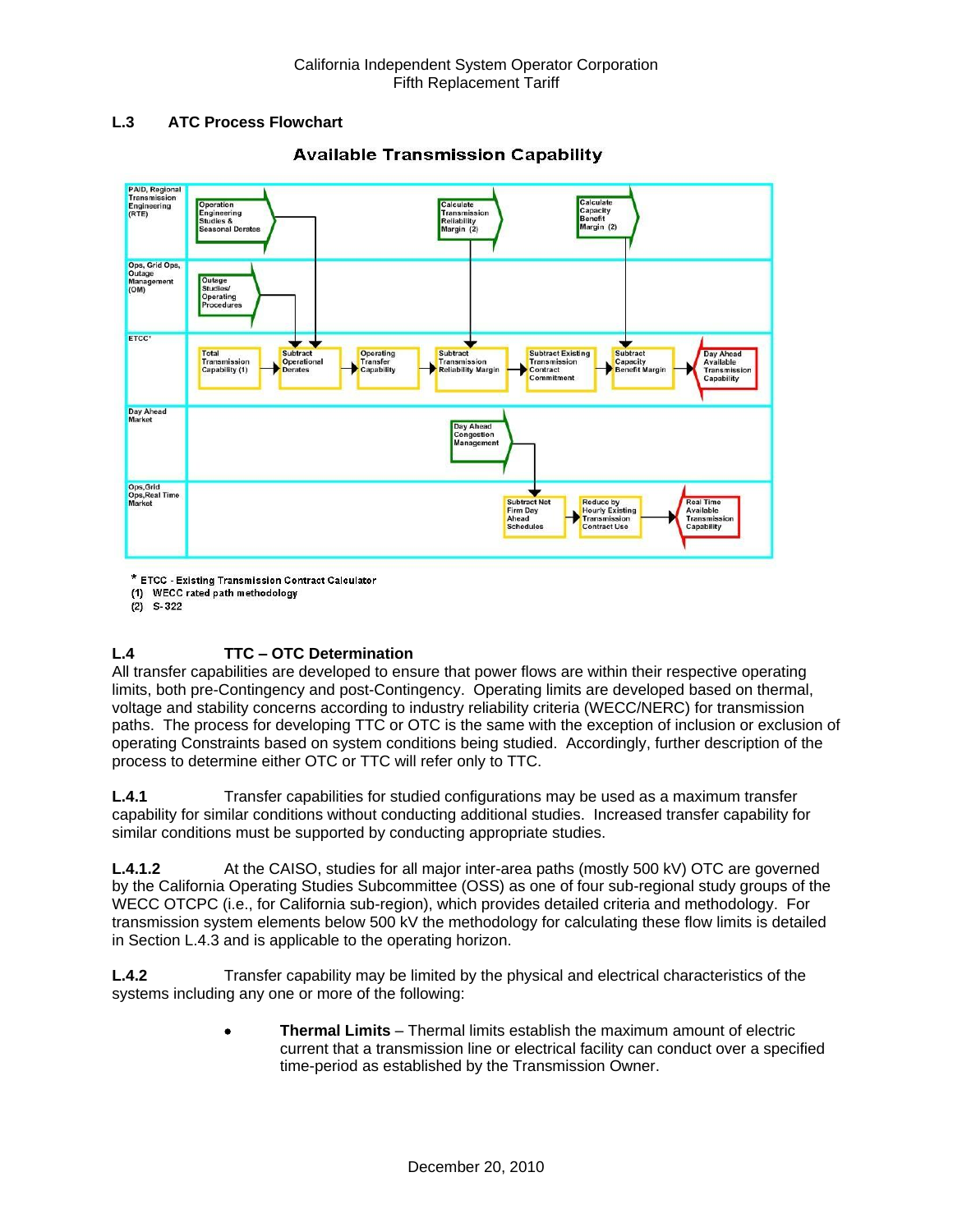### L.3 ATC Process Flowchart

**Available Transmission Capability**

| | | | | | | | |
|---|---|---|---|---|---|---|---|
| PAID, Regional Transmission Engineering (RTE) | Operation Engineering Studies & Seasonal Derates | | Calculate Transmission Reliability Margin (2) | | Calculate Capacity Benefit Margin (2) | | |
| Ops, Grid Ops, Outage Management (OM) | Outage Studies/ Operating Procedures | | | | | | |
| ETCC* | Total Transmission Capability (1) → | Subtract Operational Derates → | Operating Transfer Capability → | Subtract Transmission Reliability Margin → | Subtract Existing Transmission Contract Commitment → | Subtract Capacity Benefit Margin → | Day Ahead Available Transmission Capability |
| Day Ahead Market | | | | Day Ahead Congestion Management | | | |
| Ops,Grid Ops,Real Time Market | | | | Subtract Not Firm Day Ahead Schedules → | Reduce by Hourly Existing Transmission Contract Use → | Real Time Available Transmission Capability | |

\* ETCC - Existing Transmission Contract Calculator
(1) WECC rated path methodology
(2) S-322

### L.4 TTC – OTC Determination

All transfer capabilities are developed to ensure that power flows are within their respective operating limits, both pre-Contingency and post-Contingency. Operating limits are developed based on thermal, voltage and stability concerns according to industry reliability criteria (WECC/NERC) for transmission paths. The process for developing TTC or OTC is the same with the exception of inclusion or exclusion of operating Constraints based on system conditions being studied. Accordingly, further description of the process to determine either OTC or TTC will refer only to TTC.

**L.4.1** Transfer capabilities for studied configurations may be used as a maximum transfer capability for similar conditions without conducting additional studies. Increased transfer capability for similar conditions must be supported by conducting appropriate studies.

**L.4.1.2** At the CAISO, studies for all major inter-area paths (mostly 500 kV) OTC are governed by the California Operating Studies Subcommittee (OSS) as one of four sub-regional study groups of the WECC OTCPC (i.e., for California sub-region), which provides detailed criteria and methodology. For transmission system elements below 500 kV the methodology for calculating these flow limits is detailed in Section L.4.3 and is applicable to the operating horizon.

**L.4.2** Transfer capability may be limited by the physical and electrical characteristics of the systems including any one or more of the following:

- **Thermal Limits** – Thermal limits establish the maximum amount of electric current that a transmission line or electrical facility can conduct over a specified time-period as established by the Transmission Owner.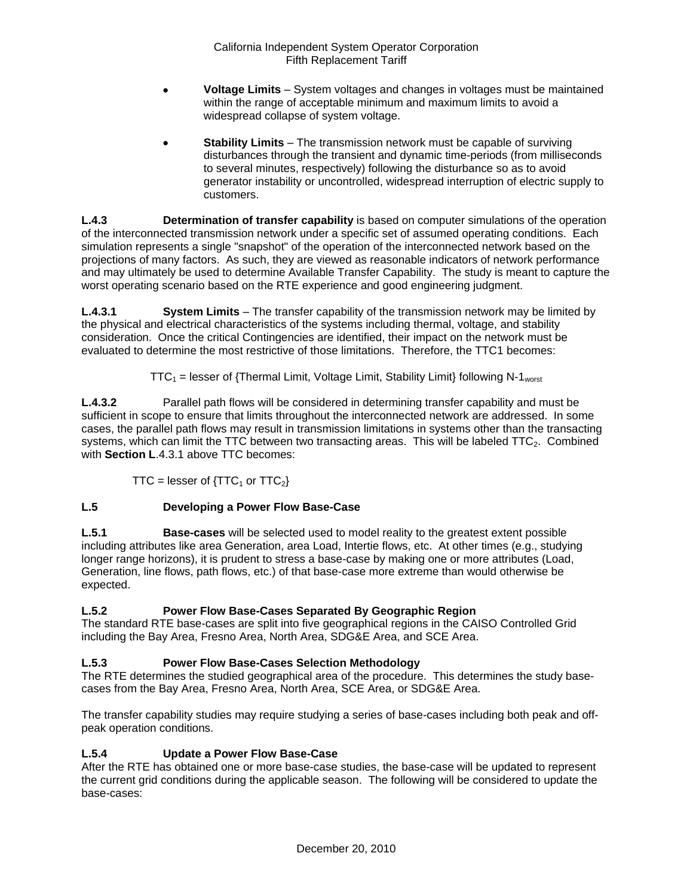- **Voltage Limits** – System voltages and changes in voltages must be maintained within the range of acceptable minimum and maximum limits to avoid a widespread collapse of system voltage.

- **Stability Limits** – The transmission network must be capable of surviving disturbances through the transient and dynamic time-periods (from milliseconds to several minutes, respectively) following the disturbance so as to avoid generator instability or uncontrolled, widespread interruption of electric supply to customers.

**L.4.3** **Determination of transfer capability** is based on computer simulations of the operation of the interconnected transmission network under a specific set of assumed operating conditions. Each simulation represents a single "snapshot" of the operation of the interconnected network based on the projections of many factors. As such, they are viewed as reasonable indicators of network performance and may ultimately be used to determine Available Transfer Capability. The study is meant to capture the worst operating scenario based on the RTE experience and good engineering judgment.

**L.4.3.1** **System Limits** – The transfer capability of the transmission network may be limited by the physical and electrical characteristics of the systems including thermal, voltage, and stability consideration. Once the critical Contingencies are identified, their impact on the network must be evaluated to determine the most restrictive of those limitations. Therefore, the TTC1 becomes:

$$TTC_1 = \text{lesser of } \{\text{Thermal Limit, Voltage Limit, Stability Limit}\} \text{ following N-}1_{worst}$$

**L.4.3.2** Parallel path flows will be considered in determining transfer capability and must be sufficient in scope to ensure that limits throughout the interconnected network are addressed. In some cases, the parallel path flows may result in transmission limitations in systems other than the transacting systems, which can limit the TTC between two transacting areas. This will be labeled $TTC_2$. Combined with **Section L**.4.3.1 above TTC becomes:

$$TTC = \text{lesser of } \{TTC_1 \text{ or } TTC_2\}$$

## L.5 Developing a Power Flow Base-Case

**L.5.1** **Base-cases** will be selected used to model reality to the greatest extent possible including attributes like area Generation, area Load, Intertie flows, etc. At other times (e.g., studying longer range horizons), it is prudent to stress a base-case by making one or more attributes (Load, Generation, line flows, path flows, etc.) of that base-case more extreme than would otherwise be expected.

### L.5.2 Power Flow Base-Cases Separated By Geographic Region

The standard RTE base-cases are split into five geographical regions in the CAISO Controlled Grid including the Bay Area, Fresno Area, North Area, SDG&E Area, and SCE Area.

### L.5.3 Power Flow Base-Cases Selection Methodology

The RTE determines the studied geographical area of the procedure. This determines the study base-cases from the Bay Area, Fresno Area, North Area, SCE Area, or SDG&E Area.

The transfer capability studies may require studying a series of base-cases including both peak and off-peak operation conditions.

### L.5.4 Update a Power Flow Base-Case

After the RTE has obtained one or more base-case studies, the base-case will be updated to represent the current grid conditions during the applicable season. The following will be considered to update the base-cases: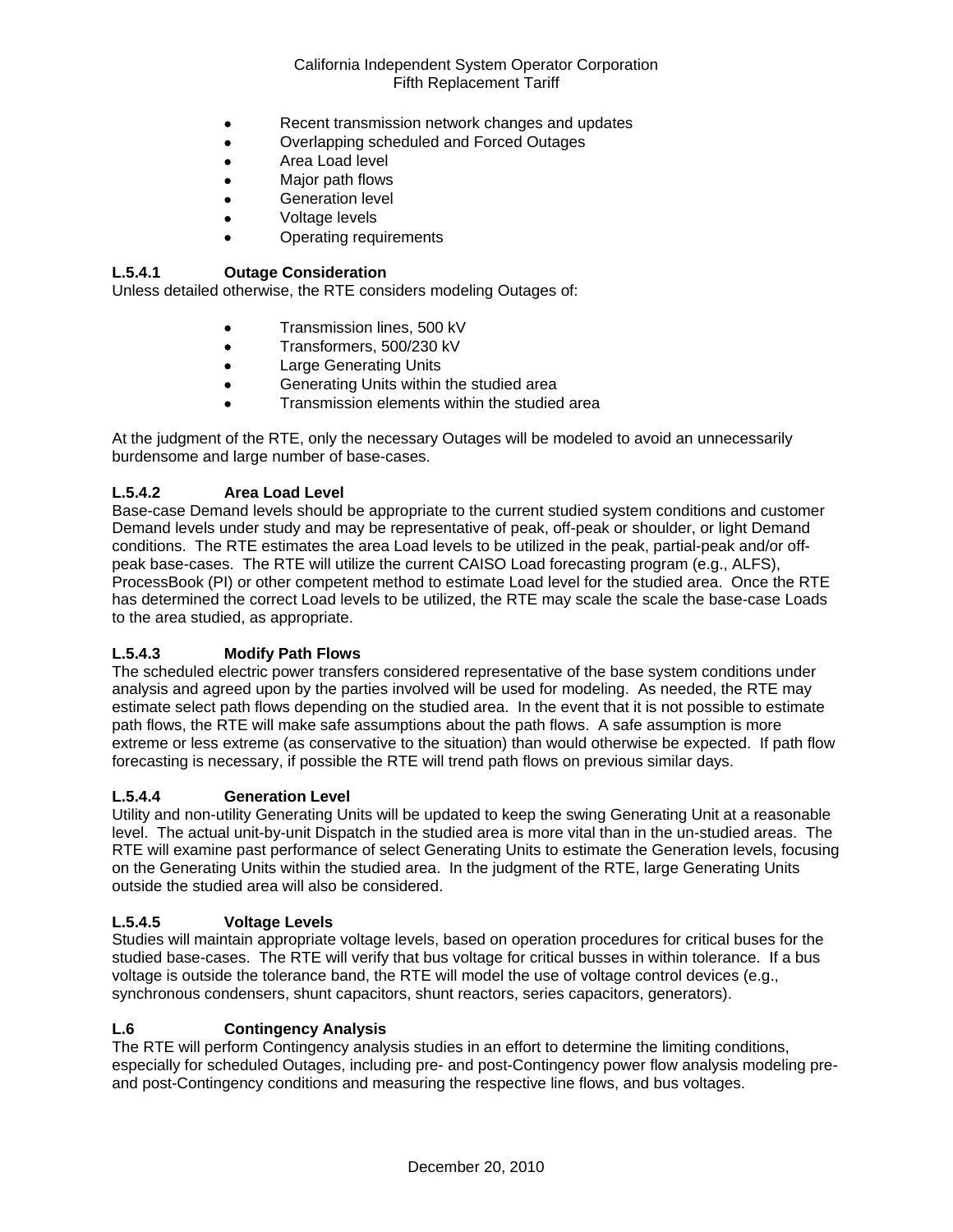- Recent transmission network changes and updates
- Overlapping scheduled and Forced Outages
- Area Load level
- Major path flows
- Generation level
- Voltage levels
- Operating requirements

### L.5.4.1 Outage Consideration

Unless detailed otherwise, the RTE considers modeling Outages of:

- Transmission lines, 500 kV
- Transformers, 500/230 kV
- Large Generating Units
- Generating Units within the studied area
- Transmission elements within the studied area

At the judgment of the RTE, only the necessary Outages will be modeled to avoid an unnecessarily burdensome and large number of base-cases.

### L.5.4.2 Area Load Level

Base-case Demand levels should be appropriate to the current studied system conditions and customer Demand levels under study and may be representative of peak, off-peak or shoulder, or light Demand conditions. The RTE estimates the area Load levels to be utilized in the peak, partial-peak and/or off-peak base-cases. The RTE will utilize the current CAISO Load forecasting program (e.g., ALFS), ProcessBook (PI) or other competent method to estimate Load level for the studied area. Once the RTE has determined the correct Load levels to be utilized, the RTE may scale the scale the base-case Loads to the area studied, as appropriate.

### L.5.4.3 Modify Path Flows

The scheduled electric power transfers considered representative of the base system conditions under analysis and agreed upon by the parties involved will be used for modeling. As needed, the RTE may estimate select path flows depending on the studied area. In the event that it is not possible to estimate path flows, the RTE will make safe assumptions about the path flows. A safe assumption is more extreme or less extreme (as conservative to the situation) than would otherwise be expected. If path flow forecasting is necessary, if possible the RTE will trend path flows on previous similar days.

### L.5.4.4 Generation Level

Utility and non-utility Generating Units will be updated to keep the swing Generating Unit at a reasonable level. The actual unit-by-unit Dispatch in the studied area is more vital than in the un-studied areas. The RTE will examine past performance of select Generating Units to estimate the Generation levels, focusing on the Generating Units within the studied area. In the judgment of the RTE, large Generating Units outside the studied area will also be considered.

### L.5.4.5 Voltage Levels

Studies will maintain appropriate voltage levels, based on operation procedures for critical buses for the studied base-cases. The RTE will verify that bus voltage for critical busses in within tolerance. If a bus voltage is outside the tolerance band, the RTE will model the use of voltage control devices (e.g., synchronous condensers, shunt capacitors, shunt reactors, series capacitors, generators).

## L.6 Contingency Analysis

The RTE will perform Contingency analysis studies in an effort to determine the limiting conditions, especially for scheduled Outages, including pre- and post-Contingency power flow analysis modeling pre- and post-Contingency conditions and measuring the respective line flows, and bus voltages.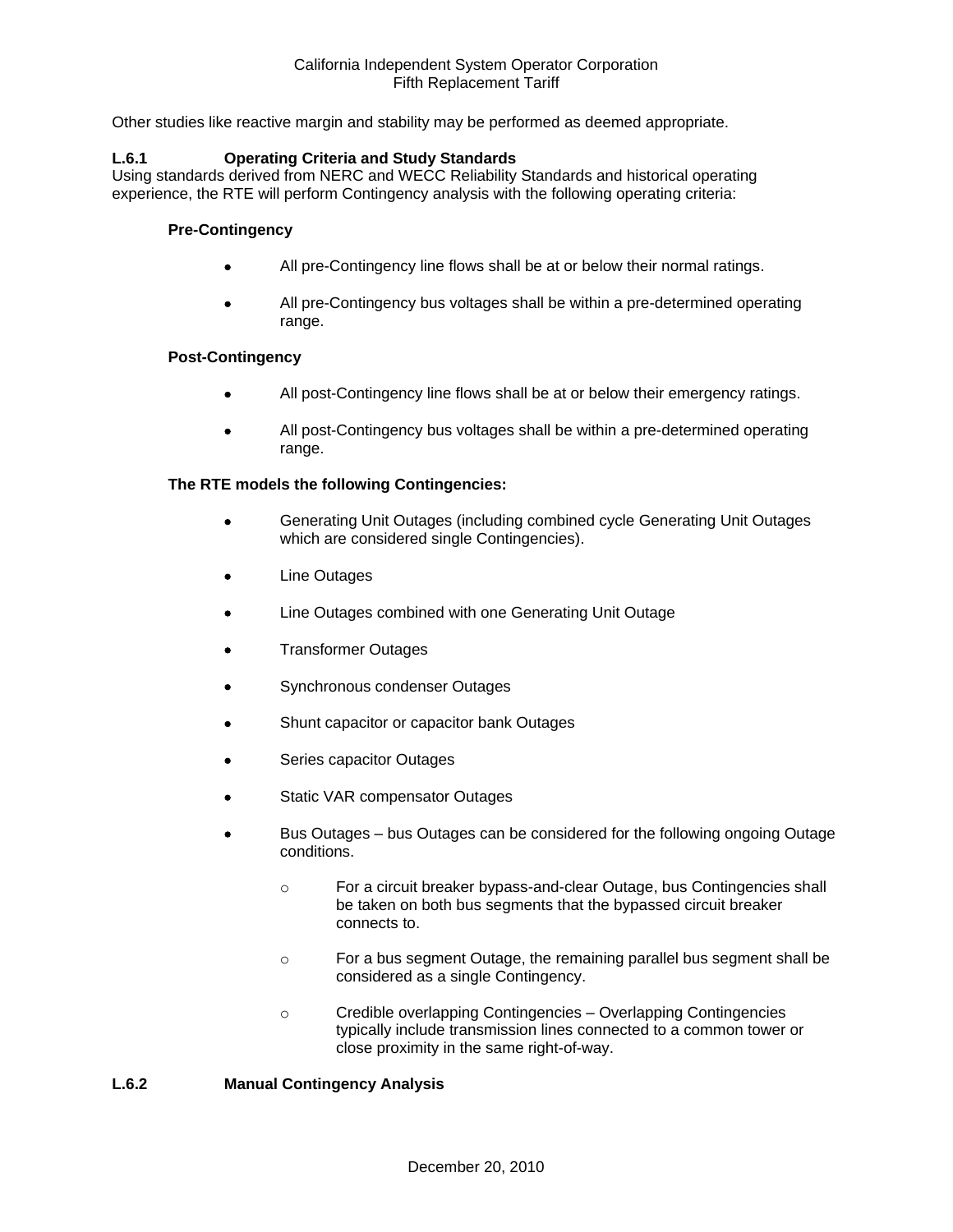Other studies like reactive margin and stability may be performed as deemed appropriate.

### L.6.1 Operating Criteria and Study Standards

Using standards derived from NERC and WECC Reliability Standards and historical operating experience, the RTE will perform Contingency analysis with the following operating criteria:

**Pre-Contingency**

- All pre-Contingency line flows shall be at or below their normal ratings.
- All pre-Contingency bus voltages shall be within a pre-determined operating range.

**Post-Contingency**

- All post-Contingency line flows shall be at or below their emergency ratings.
- All post-Contingency bus voltages shall be within a pre-determined operating range.

**The RTE models the following Contingencies:**

- Generating Unit Outages (including combined cycle Generating Unit Outages which are considered single Contingencies).
- Line Outages
- Line Outages combined with one Generating Unit Outage
- Transformer Outages
- Synchronous condenser Outages
- Shunt capacitor or capacitor bank Outages
- Series capacitor Outages
- Static VAR compensator Outages
- Bus Outages – bus Outages can be considered for the following ongoing Outage conditions.
    - For a circuit breaker bypass-and-clear Outage, bus Contingencies shall be taken on both bus segments that the bypassed circuit breaker connects to.
    - For a bus segment Outage, the remaining parallel bus segment shall be considered as a single Contingency.
    - Credible overlapping Contingencies – Overlapping Contingencies typically include transmission lines connected to a common tower or close proximity in the same right-of-way.

### L.6.2 Manual Contingency Analysis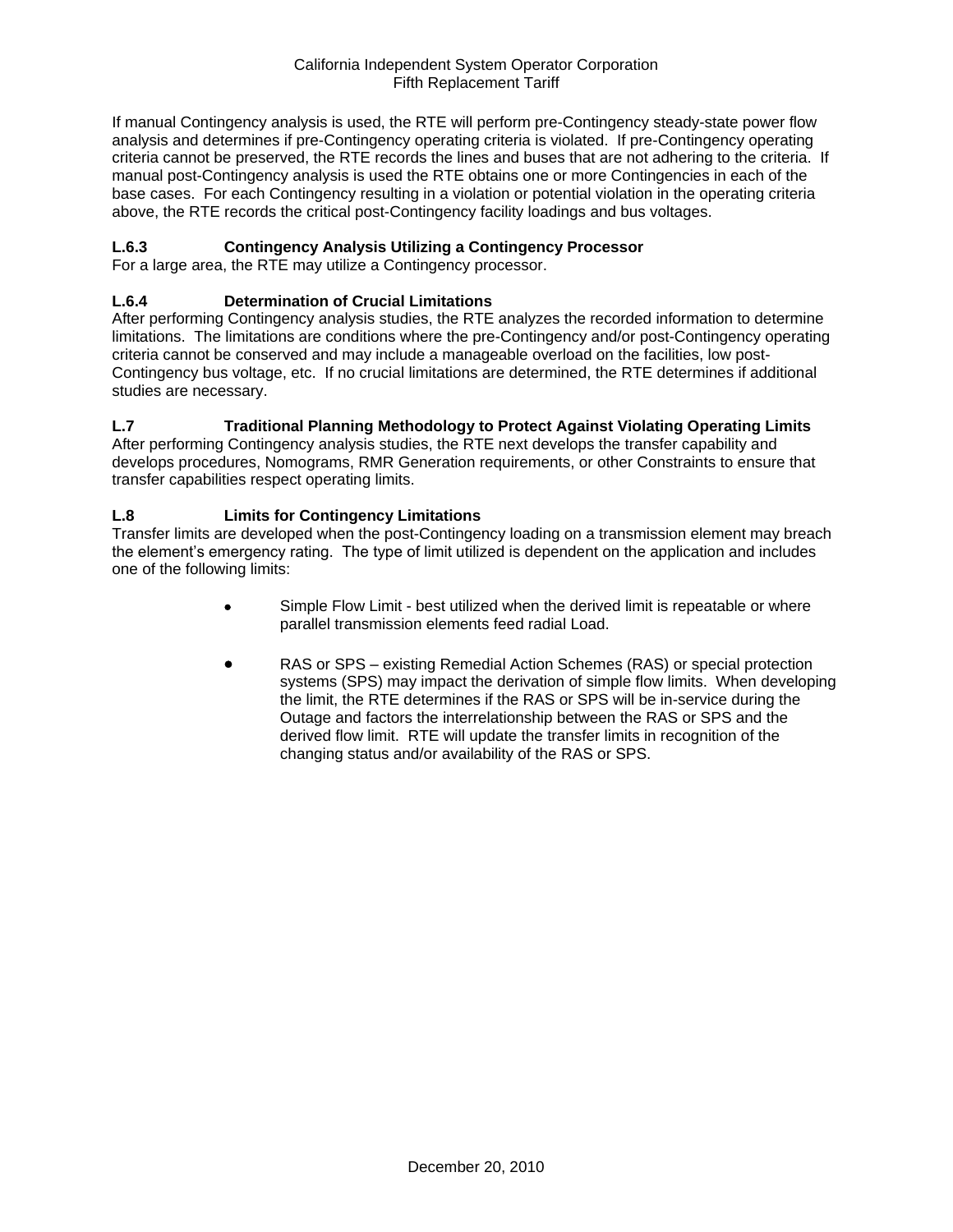If manual Contingency analysis is used, the RTE will perform pre-Contingency steady-state power flow analysis and determines if pre-Contingency operating criteria is violated. If pre-Contingency operating criteria cannot be preserved, the RTE records the lines and buses that are not adhering to the criteria. If manual post-Contingency analysis is used the RTE obtains one or more Contingencies in each of the base cases. For each Contingency resulting in a violation or potential violation in the operating criteria above, the RTE records the critical post-Contingency facility loadings and bus voltages.

**L.6.3 Contingency Analysis Utilizing a Contingency Processor**

For a large area, the RTE may utilize a Contingency processor.

**L.6.4 Determination of Crucial Limitations**

After performing Contingency analysis studies, the RTE analyzes the recorded information to determine limitations. The limitations are conditions where the pre-Contingency and/or post-Contingency operating criteria cannot be conserved and may include a manageable overload on the facilities, low post-Contingency bus voltage, etc. If no crucial limitations are determined, the RTE determines if additional studies are necessary.

**L.7 Traditional Planning Methodology to Protect Against Violating Operating Limits**

After performing Contingency analysis studies, the RTE next develops the transfer capability and develops procedures, Nomograms, RMR Generation requirements, or other Constraints to ensure that transfer capabilities respect operating limits.

**L.8 Limits for Contingency Limitations**

Transfer limits are developed when the post-Contingency loading on a transmission element may breach the element's emergency rating. The type of limit utilized is dependent on the application and includes one of the following limits:

- Simple Flow Limit - best utilized when the derived limit is repeatable or where parallel transmission elements feed radial Load.
- RAS or SPS – existing Remedial Action Schemes (RAS) or special protection systems (SPS) may impact the derivation of simple flow limits. When developing the limit, the RTE determines if the RAS or SPS will be in-service during the Outage and factors the interrelationship between the RAS or SPS and the derived flow limit. RTE will update the transfer limits in recognition of the changing status and/or availability of the RAS or SPS.